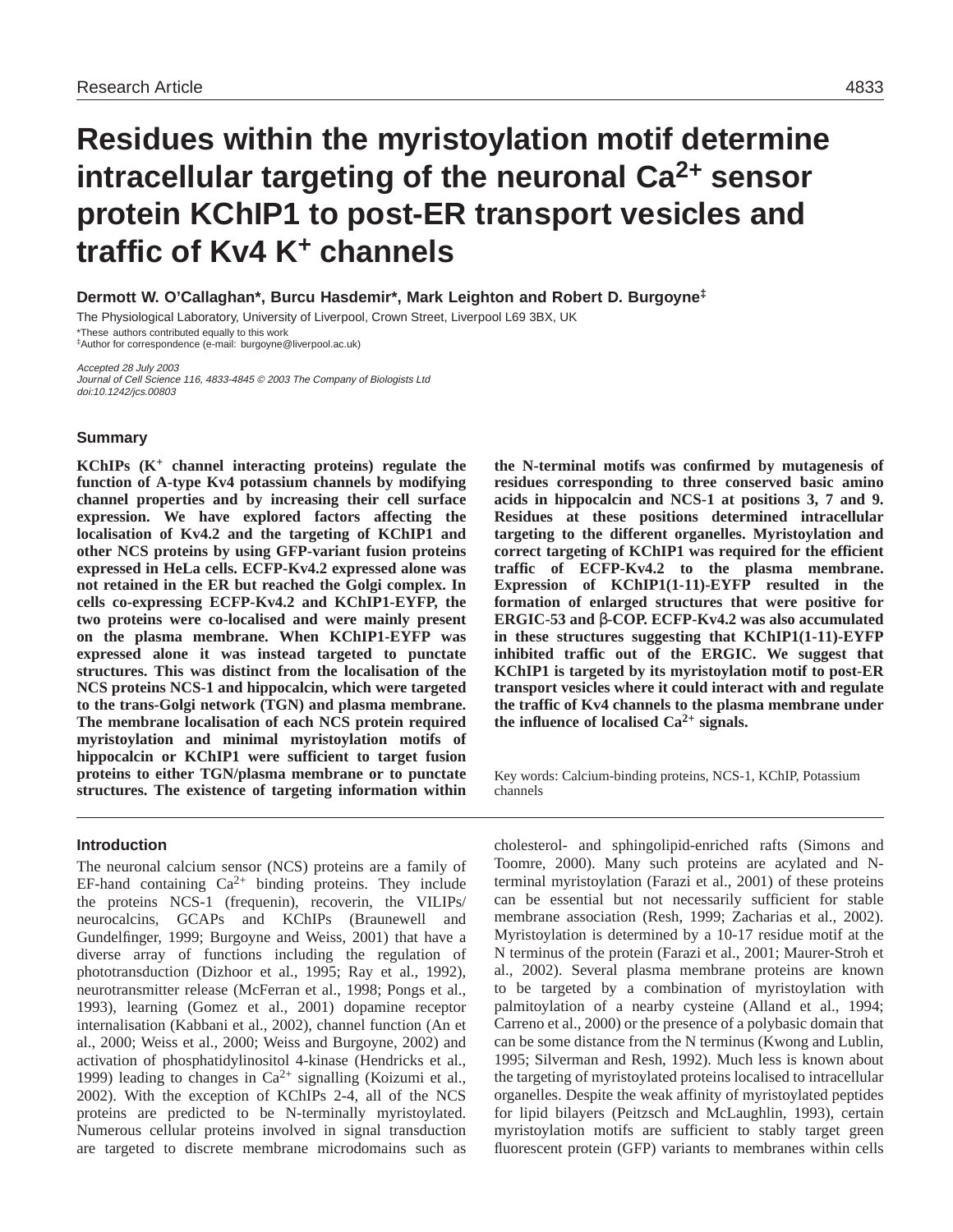# Residues within the myristoylation motif determine intracellular targeting of the neuronal $Ca^{2+}$ sensor protein KChIP1 to post-ER transport vesicles and traffic of Kv4 $K^+$ channels

**Dermott W. O'Callaghan*, Burcu Hasdemir*, Mark Leighton and Robert D. Burgoyne‡**

The Physiological Laboratory, University of Liverpool, Crown Street, Liverpool L69 3BX, UK

*These authors contributed equally to this work

‡Author for correspondence (e-mail: burgoyne@liverpool.ac.uk)

*Accepted 28 July 2003*
*Journal of Cell Science 116, 4833-4845 © 2003 The Company of Biologists Ltd*
*doi:10.1242/jcs.00803*

## Summary

**KChIPs ($K^+$ channel interacting proteins) regulate the function of A-type Kv4 potassium channels by modifying channel properties and by increasing their cell surface expression. We have explored factors affecting the localisation of Kv4.2 and the targeting of KChIP1 and other NCS proteins by using GFP-variant fusion proteins expressed in HeLa cells. ECFP-Kv4.2 expressed alone was not retained in the ER but reached the Golgi complex. In cells co-expressing ECFP-Kv4.2 and KChIP1-EYFP, the two proteins were co-localised and were mainly present on the plasma membrane. When KChIP1-EYFP was expressed alone it was instead targeted to punctate structures. This was distinct from the localisation of the NCS proteins NCS-1 and hippocalcin, which were targeted to the trans-Golgi network (TGN) and plasma membrane. The membrane localisation of each NCS protein required myristoylation and minimal myristoylation motifs of hippocalcin or KChIP1 were sufficient to target fusion proteins to either TGN/plasma membrane or to punctate structures. The existence of targeting information within the N-terminal motifs was confirmed by mutagenesis of residues corresponding to three conserved basic amino acids in hippocalcin and NCS-1 at positions 3, 7 and 9. Residues at these positions determined intracellular targeting to the different organelles. Myristoylation and correct targeting of KChIP1 was required for the efficient traffic of ECFP-Kv4.2 to the plasma membrane. Expression of KChIP1(1-11)-EYFP resulted in the formation of enlarged structures that were positive for ERGIC-53 and β-COP. ECFP-Kv4.2 was also accumulated in these structures suggesting that KChIP1(1-11)-EYFP inhibited traffic out of the ERGIC. We suggest that KChIP1 is targeted by its myristoylation motif to post-ER transport vesicles where it could interact with and regulate the traffic of Kv4 channels to the plasma membrane under the influence of localised $Ca^{2+}$ signals.**

Key words: Calcium-binding proteins, NCS-1, KChIP, Potassium channels

## Introduction

The neuronal calcium sensor (NCS) proteins are a family of EF-hand containing $Ca^{2+}$ binding proteins. They include the proteins NCS-1 (frequenin), recoverin, the VILIPs/neurocalcins, GCAPs and KChIPs (Braunewell and Gundelfinger, 1999; Burgoyne and Weiss, 2001) that have a diverse array of functions including the regulation of phototransduction (Dizhoor et al., 1995; Ray et al., 1992), neurotransmitter release (McFerran et al., 1998; Pongs et al., 1993), learning (Gomez et al., 2001) dopamine receptor internalisation (Kabbani et al., 2002), channel function (An et al., 2000; Weiss et al., 2000; Weiss and Burgoyne, 2002) and activation of phosphatidylinositol 4-kinase (Hendricks et al., 1999) leading to changes in $Ca^{2+}$ signalling (Koizumi et al., 2002). With the exception of KChIPs 2-4, all of the NCS proteins are predicted to be N-terminally myristoylated. Numerous cellular proteins involved in signal transduction are targeted to discrete membrane microdomains such as cholesterol- and sphingolipid-enriched rafts (Simons and Toomre, 2000). Many such proteins are acylated and N-terminal myristoylation (Farazi et al., 2001) of these proteins can be essential but not necessarily sufficient for stable membrane association (Resh, 1999; Zacharias et al., 2002). Myristoylation is determined by a 10-17 residue motif at the N terminus of the protein (Farazi et al., 2001; Maurer-Stroh et al., 2002). Several plasma membrane proteins are known to be targeted by a combination of myristoylation with palmitoylation of a nearby cysteine (Alland et al., 1994; Carreno et al., 2000) or the presence of a polybasic domain that can be some distance from the N terminus (Kwong and Lublin, 1995; Silverman and Resh, 1992). Much less is known about the targeting of myristoylated proteins localised to intracellular organelles. Despite the weak affinity of myristoylated peptides for lipid bilayers (Peitzsch and McLaughlin, 1993), certain myristoylation motifs are sufficient to stably target green fluorescent protein (GFP) variants to membranes within cells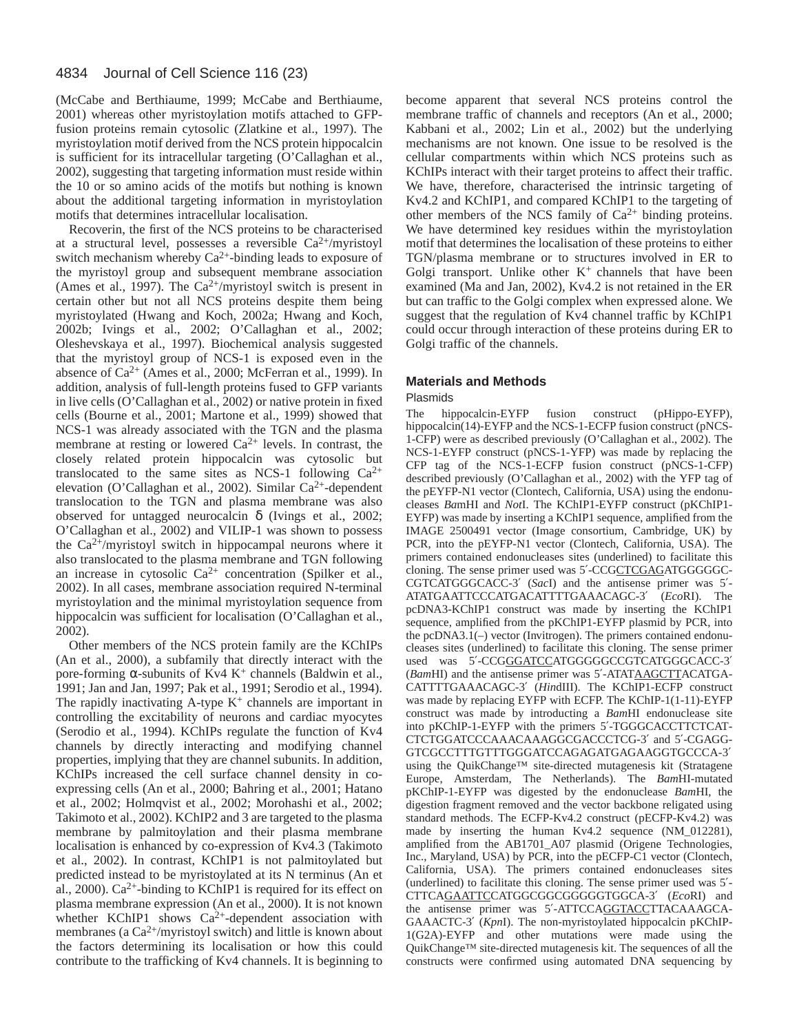(McCabe and Berthiaume, 1999; McCabe and Berthiaume, 2001) whereas other myristoylation motifs attached to GFP-fusion proteins remain cytosolic (Zlatkine et al., 1997). The myristoylation motif derived from the NCS protein hippocalcin is sufficient for its intracellular targeting (O'Callaghan et al., 2002), suggesting that targeting information must reside within the 10 or so amino acids of the motifs but nothing is known about the additional targeting information in myristoylation motifs that determines intracellular localisation.

Recoverin, the first of the NCS proteins to be characterised at a structural level, possesses a reversible $Ca^{2+}$/myristoyl switch mechanism whereby $Ca^{2+}$-binding leads to exposure of the myristoyl group and subsequent membrane association (Ames et al., 1997). The $Ca^{2+}$/myristoyl switch is present in certain other but not all NCS proteins despite them being myristoylated (Hwang and Koch, 2002a; Hwang and Koch, 2002b; Ivings et al., 2002; O'Callaghan et al., 2002; Oleshevskaya et al., 1997). Biochemical analysis suggested that the myristoyl group of NCS-1 is exposed even in the absence of $Ca^{2+}$ (Ames et al., 2000; McFerran et al., 1999). In addition, analysis of full-length proteins fused to GFP variants in live cells (O'Callaghan et al., 2002) or native protein in fixed cells (Bourne et al., 2001; Martone et al., 1999) showed that NCS-1 was already associated with the TGN and the plasma membrane at resting or lowered $Ca^{2+}$ levels. In contrast, the closely related protein hippocalcin was cytosolic but translocated to the same sites as NCS-1 following $Ca^{2+}$ elevation (O'Callaghan et al., 2002). Similar $Ca^{2+}$-dependent translocation to the TGN and plasma membrane was also observed for untagged neurocalcin δ (Ivings et al., 2002; O'Callaghan et al., 2002) and VILIP-1 was shown to possess the $Ca^{2+}$/myristoyl switch in hippocampal neurons where it also translocated to the plasma membrane and TGN following an increase in cytosolic $Ca^{2+}$ concentration (Spilker et al., 2002). In all cases, membrane association required N-terminal myristoylation and the minimal myristoylation sequence from hippocalcin was sufficient for localisation (O'Callaghan et al., 2002).

Other members of the NCS protein family are the KChIPs (An et al., 2000), a subfamily that directly interact with the pore-forming α-subunits of Kv4 $K^+$ channels (Baldwin et al., 1991; Jan and Jan, 1997; Pak et al., 1991; Serodio et al., 1994). The rapidly inactivating A-type $K^+$ channels are important in controlling the excitability of neurons and cardiac myocytes (Serodio et al., 1994). KChIPs regulate the function of Kv4 channels by directly interacting and modifying channel properties, implying that they are channel subunits. In addition, KChIPs increased the cell surface channel density in co-expressing cells (An et al., 2000; Bahring et al., 2001; Hatano et al., 2002; Holmqvist et al., 2002; Morohashi et al., 2002; Takimoto et al., 2002). KChIP2 and 3 are targeted to the plasma membrane by palmitoylation and their plasma membrane localisation is enhanced by co-expression of Kv4.3 (Takimoto et al., 2002). In contrast, KChIP1 is not palmitoylated but predicted instead to be myristoylated at its N terminus (An et al., 2000). $Ca^{2+}$-binding to KChIP1 is required for its effect on plasma membrane expression (An et al., 2000). It is not known whether KChIP1 shows $Ca^{2+}$-dependent association with membranes (a $Ca^{2+}$/myristoyl switch) and little is known about the factors determining its localisation or how this could contribute to the trafficking of Kv4 channels. It is beginning to become apparent that several NCS proteins control the membrane traffic of channels and receptors (An et al., 2000; Kabbani et al., 2002; Lin et al., 2002) but the underlying mechanisms are not known. One issue to be resolved is the cellular compartments within which NCS proteins such as KChIPs interact with their target proteins to affect their traffic. We have, therefore, characterised the intrinsic targeting of Kv4.2 and KChIP1, and compared KChIP1 to the targeting of other members of the NCS family of $Ca^{2+}$ binding proteins. We have determined key residues within the myristoylation motif that determines the localisation of these proteins to either TGN/plasma membrane or to structures involved in ER to Golgi transport. Unlike other $K^+$ channels that have been examined (Ma and Jan, 2002), Kv4.2 is not retained in the ER but can traffic to the Golgi complex when expressed alone. We suggest that the regulation of Kv4 channel traffic by KChIP1 could occur through interaction of these proteins during ER to Golgi traffic of the channels.

## Materials and Methods

### Plasmids

The hippocalcin-EYFP fusion construct (pHippo-EYFP), hippocalcin(14)-EYFP and the NCS-1-ECFP fusion construct (pNCS-1-CFP) were as described previously (O'Callaghan et al., 2002). The NCS-1-EYFP construct (pNCS-1-YFP) was made by replacing the CFP tag of the NCS-1-ECFP fusion construct (pNCS-1-CFP) described previously (O'Callaghan et al., 2002) with the YFP tag of the pEYFP-N1 vector (Clontech, California, USA) using the endonucleases *Bam*HI and *Not*I. The KChIP1-EYFP construct (pKChIP1-EYFP) was made by inserting a KChIP1 sequence, amplified from the IMAGE 2500491 vector (Image consortium, Cambridge, UK) by PCR, into the pEYFP-N1 vector (Clontech, California, USA). The primers contained endonucleases sites (underlined) to facilitate this cloning. The sense primer used was 5′-CCG<u>CTCGAG</u>ATGGGGGC-CGTCATGGGCACC-3′ (*Sac*I) and the antisense primer was 5′-ATATGAATTCCCATGACATTTTGAAACAGC-3′ (*Eco*RI). The pcDNA3-KChIP1 construct was made by inserting the KChIP1 sequence, amplified from the pKChIP1-EYFP plasmid by PCR, into the pcDNA3.1(–) vector (Invitrogen). The primers contained endonucleases sites (underlined) to facilitate this cloning. The sense primer used was 5′-CCG<u>GGATCC</u>ATGGGGGCCGTCATGGGCACC-3′ (*Bam*HI) and the antisense primer was 5′-ATAT<u>AAGCTT</u>ACATGA-CATTTTGAAACAGC-3′ (*Hin*dIII). The KChIP1-ECFP construct was made by replacing EYFP with ECFP. The KChIP-1(1-11)-EYFP construct was made by introducting a *Bam*HI endonuclease site into pKChIP-1-EYFP with the primers 5′-TGGGCACCTTCTCAT-CTCTGGATCCCAAACAAAGGCGACCCTCG-3′ and 5′-CGAGG-GTCGCCTTTGTTTGGGATCCAGAGATGAGAAGGTGCCCA-3′ using the QuikChange™ site-directed mutagenesis kit (Stratagene Europe, Amsterdam, The Netherlands). The *Bam*HI-mutated pKChIP-1-EYFP was digested by the endonuclease *Bam*HI, the digestion fragment removed and the vector backbone religated using standard methods. The ECFP-Kv4.2 construct (pECFP-Kv4.2) was made by inserting the human Kv4.2 sequence (NM_012281), amplified from the AB1701_A07 plasmid (Origene Technologies, Inc., Maryland, USA) by PCR, into the pECFP-C1 vector (Clontech, California, USA). The primers contained endonucleases sites (underlined) to facilitate this cloning. The sense primer used was 5′-CTTCA<u>GAATTC</u>CATGGCGGCGGGGGTGGCA-3′ (*Eco*RI) and the antisense primer was 5′-ATTCCA<u>GGTACC</u>TTACAAAGCA-GAAACTC-3′ (*Kpn*I). The non-myristoylated hippocalcin pKChIP-1(G2A)-EYFP and other mutations were made using the QuikChange™ site-directed mutagenesis kit. The sequences of all the constructs were confirmed using automated DNA sequencing by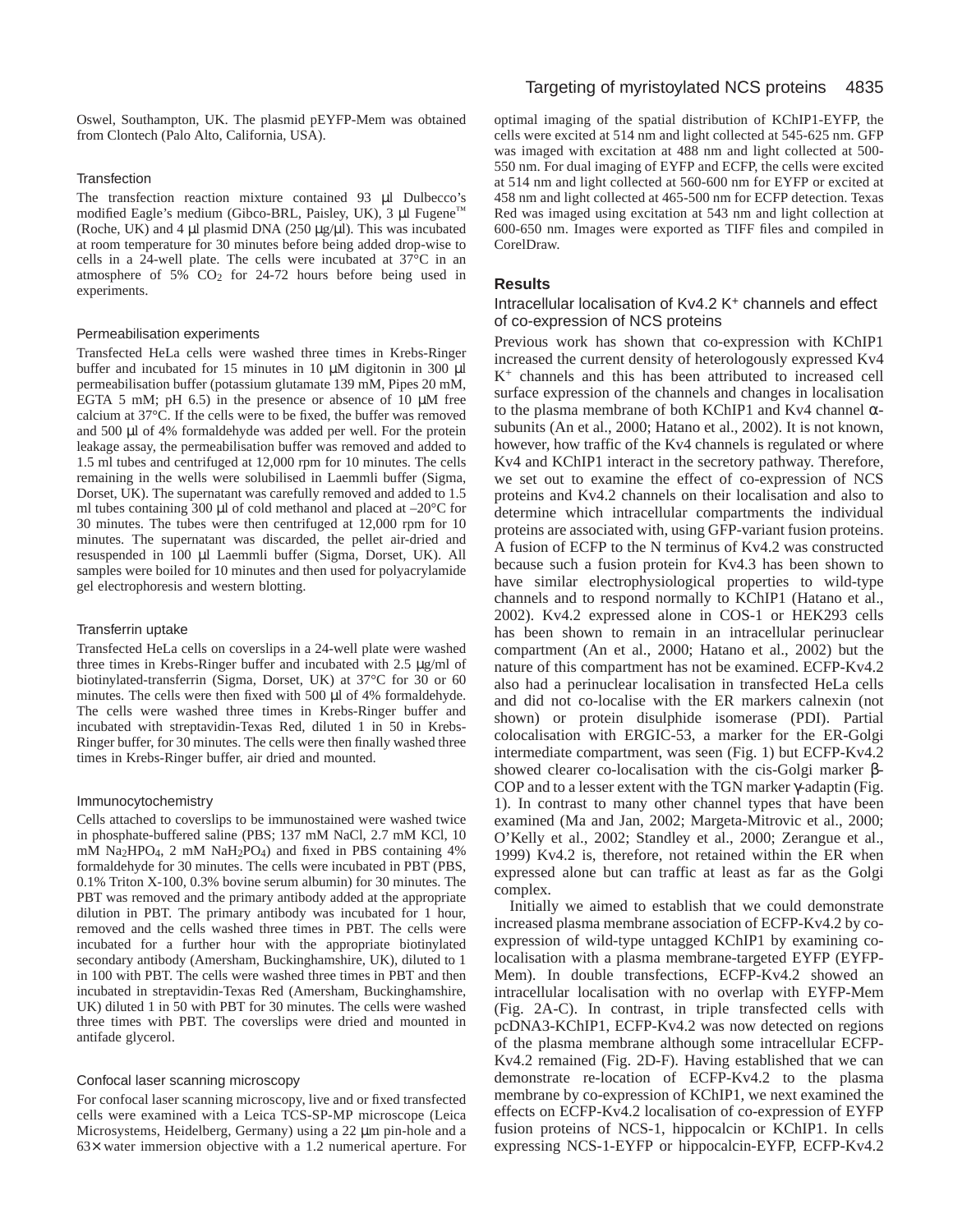Oswel, Southampton, UK. The plasmid pEYFP-Mem was obtained from Clontech (Palo Alto, California, USA).

### Transfection

The transfection reaction mixture contained 93 µl Dulbecco's modified Eagle's medium (Gibco-BRL, Paisley, UK), 3 µl Fugene™ (Roche, UK) and 4 µl plasmid DNA (250 µg/µl). This was incubated at room temperature for 30 minutes before being added drop-wise to cells in a 24-well plate. The cells were incubated at 37°C in an atmosphere of 5% $CO_2$ for 24-72 hours before being used in experiments.

### Permeabilisation experiments

Transfected HeLa cells were washed three times in Krebs-Ringer buffer and incubated for 15 minutes in 10 µM digitonin in 300 µl permeabilisation buffer (potassium glutamate 139 mM, Pipes 20 mM, EGTA 5 mM; pH 6.5) in the presence or absence of 10 µM free calcium at 37°C. If the cells were to be fixed, the buffer was removed and 500 µl of 4% formaldehyde was added per well. For the protein leakage assay, the permeabilisation buffer was removed and added to 1.5 ml tubes and centrifuged at 12,000 rpm for 10 minutes. The cells remaining in the wells were solubilised in Laemmli buffer (Sigma, Dorset, UK). The supernatant was carefully removed and added to 1.5 ml tubes containing 300 µl of cold methanol and placed at –20°C for 30 minutes. The tubes were then centrifuged at 12,000 rpm for 10 minutes. The supernatant was discarded, the pellet air-dried and resuspended in 100 µl Laemmli buffer (Sigma, Dorset, UK). All samples were boiled for 10 minutes and then used for polyacrylamide gel electrophoresis and western blotting.

### Transferrin uptake

Transfected HeLa cells on coverslips in a 24-well plate were washed three times in Krebs-Ringer buffer and incubated with 2.5 µg/ml of biotinylated-transferrin (Sigma, Dorset, UK) at 37°C for 30 or 60 minutes. The cells were then fixed with 500 µl of 4% formaldehyde. The cells were washed three times in Krebs-Ringer buffer and incubated with streptavidin-Texas Red, diluted 1 in 50 in Krebs-Ringer buffer, for 30 minutes. The cells were then finally washed three times in Krebs-Ringer buffer, air dried and mounted.

### Immunocytochemistry

Cells attached to coverslips to be immunostained were washed twice in phosphate-buffered saline (PBS; 137 mM NaCl, 2.7 mM KCl, 10 mM $Na_2HPO_4$, 2 mM $NaH_2PO_4$) and fixed in PBS containing 4% formaldehyde for 30 minutes. The cells were incubated in PBT (PBS, 0.1% Triton X-100, 0.3% bovine serum albumin) for 30 minutes. The PBT was removed and the primary antibody added at the appropriate dilution in PBT. The primary antibody was incubated for 1 hour, removed and the cells washed three times in PBT. The cells were incubated for a further hour with the appropriate biotinylated secondary antibody (Amersham, Buckinghamshire, UK), diluted to 1 in 100 with PBT. The cells were washed three times in PBT and then incubated in streptavidin-Texas Red (Amersham, Buckinghamshire, UK) diluted 1 in 50 with PBT for 30 minutes. The cells were washed three times with PBT. The coverslips were dried and mounted in antifade glycerol.

### Confocal laser scanning microscopy

For confocal laser scanning microscopy, live and or fixed transfected cells were examined with a Leica TCS-SP-MP microscope (Leica Microsystems, Heidelberg, Germany) using a 22 µm pin-hole and a 63× water immersion objective with a 1.2 numerical aperture. For optimal imaging of the spatial distribution of KChIP1-EYFP, the cells were excited at 514 nm and light collected at 545-625 nm. GFP was imaged with excitation at 488 nm and light collected at 500-550 nm. For dual imaging of EYFP and ECFP, the cells were excited at 514 nm and light collected at 560-600 nm for EYFP or excited at 458 nm and light collected at 465-500 nm for ECFP detection. Texas Red was imaged using excitation at 543 nm and light collection at 600-650 nm. Images were exported as TIFF files and compiled in CorelDraw.

## Results

### Intracellular localisation of Kv4.2 $K^+$ channels and effect of co-expression of NCS proteins

Previous work has shown that co-expression with KChIP1 increased the current density of heterologously expressed Kv4 $K^+$ channels and this has been attributed to increased cell surface expression of the channels and changes in localisation to the plasma membrane of both KChIP1 and Kv4 channel α-subunits (An et al., 2000; Hatano et al., 2002). It is not known, however, how traffic of the Kv4 channels is regulated or where Kv4 and KChIP1 interact in the secretory pathway. Therefore, we set out to examine the effect of co-expression of NCS proteins and Kv4.2 channels on their localisation and also to determine which intracellular compartments the individual proteins are associated with, using GFP-variant fusion proteins. A fusion of ECFP to the N terminus of Kv4.2 was constructed because such a fusion protein for Kv4.3 has been shown to have similar electrophysiological properties to wild-type channels and to respond normally to KChIP1 (Hatano et al., 2002). Kv4.2 expressed alone in COS-1 or HEK293 cells has been shown to remain in an intracellular perinuclear compartment (An et al., 2000; Hatano et al., 2002) but the nature of this compartment has not be examined. ECFP-Kv4.2 also had a perinuclear localisation in transfected HeLa cells and did not co-localise with the ER markers calnexin (not shown) or protein disulphide isomerase (PDI). Partial colocalisation with ERGIC-53, a marker for the ER-Golgi intermediate compartment, was seen (Fig. 1) but ECFP-Kv4.2 showed clearer co-localisation with the cis-Golgi marker β-COP and to a lesser extent with the TGN marker γ-adaptin (Fig. 1). In contrast to many other channel types that have been examined (Ma and Jan, 2002; Margeta-Mitrovic et al., 2000; O'Kelly et al., 2002; Standley et al., 2000; Zerangue et al., 1999) Kv4.2 is, therefore, not retained within the ER when expressed alone but can traffic at least as far as the Golgi complex.

Initially we aimed to establish that we could demonstrate increased plasma membrane association of ECFP-Kv4.2 by co-expression of wild-type untagged KChIP1 by examining co-localisation with a plasma membrane-targeted EYFP (EYFP-Mem). In double transfections, ECFP-Kv4.2 showed an intracellular localisation with no overlap with EYFP-Mem (Fig. 2A-C). In contrast, in triple transfected cells with pcDNA3-KChIP1, ECFP-Kv4.2 was now detected on regions of the plasma membrane although some intracellular ECFP-Kv4.2 remained (Fig. 2D-F). Having established that we can demonstrate re-location of ECFP-Kv4.2 to the plasma membrane by co-expression of KChIP1, we next examined the effects on ECFP-Kv4.2 localisation of co-expression of EYFP fusion proteins of NCS-1, hippocalcin or KChIP1. In cells expressing NCS-1-EYFP or hippocalcin-EYFP, ECFP-Kv4.2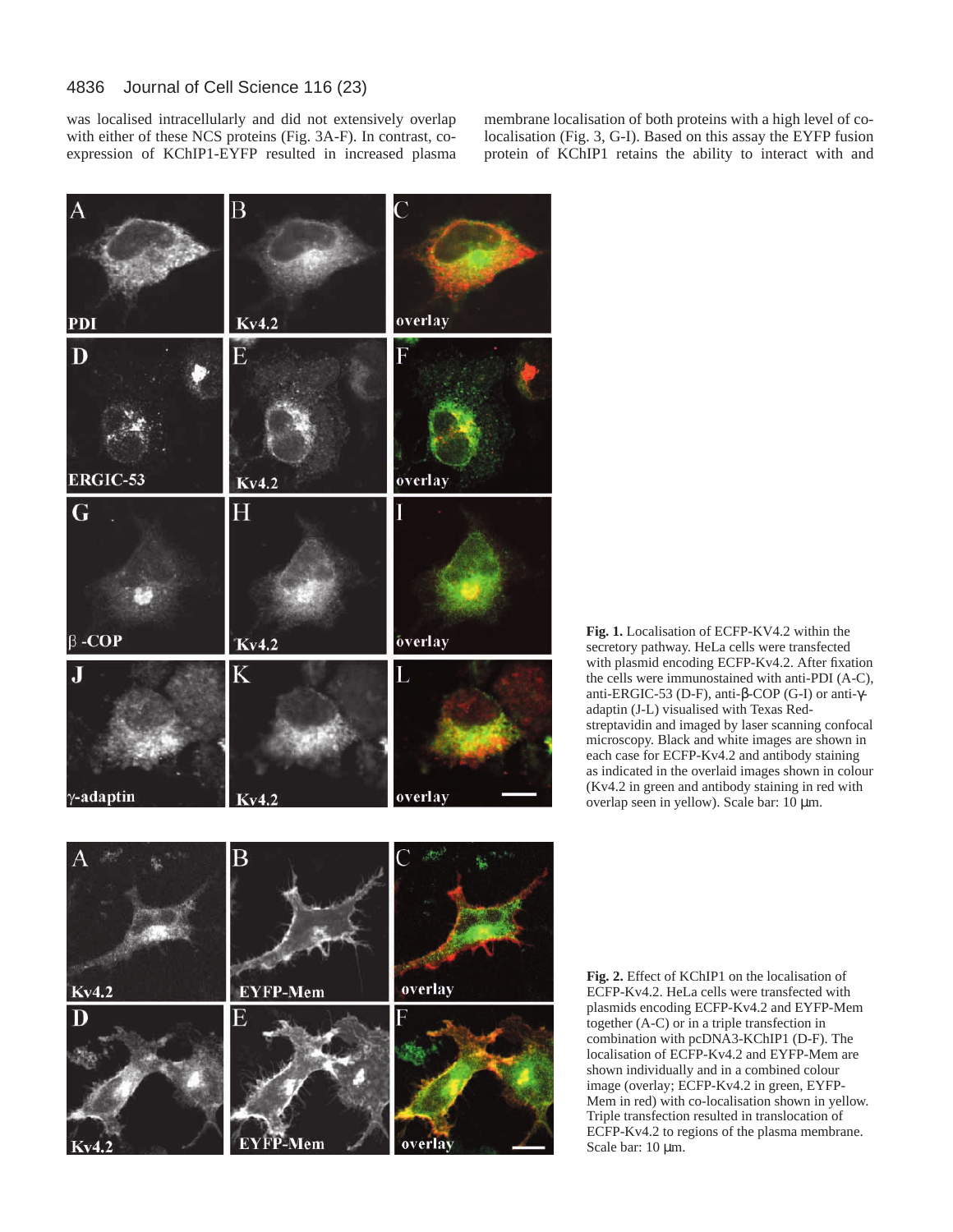was localised intracellularly and did not extensively overlap with either of these NCS proteins (Fig. 3A-F). In contrast, co-expression of KChIP1-EYFP resulted in increased plasma membrane localisation of both proteins with a high level of co-localisation (Fig. 3, G-I). Based on this assay the EYFP fusion protein of KChIP1 retains the ability to interact with and

**Fig. 1.** Localisation of ECFP-KV4.2 within the secretory pathway. HeLa cells were transfected with plasmid encoding ECFP-Kv4.2. After fixation the cells were immunostained with anti-PDI (A-C), anti-ERGIC-53 (D-F), anti-β-COP (G-I) or anti-γ-adaptin (J-L) visualised with Texas Red-streptavidin and imaged by laser scanning confocal microscopy. Black and white images are shown in each case for ECFP-Kv4.2 and antibody staining as indicated in the overlaid images shown in colour (Kv4.2 in green and antibody staining in red with overlap seen in yellow). Scale bar: 10 μm.

**Fig. 2.** Effect of KChIP1 on the localisation of ECFP-Kv4.2. HeLa cells were transfected with plasmids encoding ECFP-Kv4.2 and EYFP-Mem together (A-C) or in a triple transfection in combination with pcDNA3-KChIP1 (D-F). The localisation of ECFP-Kv4.2 and EYFP-Mem are shown individually and in a combined colour image (overlay; ECFP-Kv4.2 in green, EYFP-Mem in red) with co-localisation shown in yellow. Triple transfection resulted in translocation of ECFP-Kv4.2 to regions of the plasma membrane. Scale bar: 10 μm.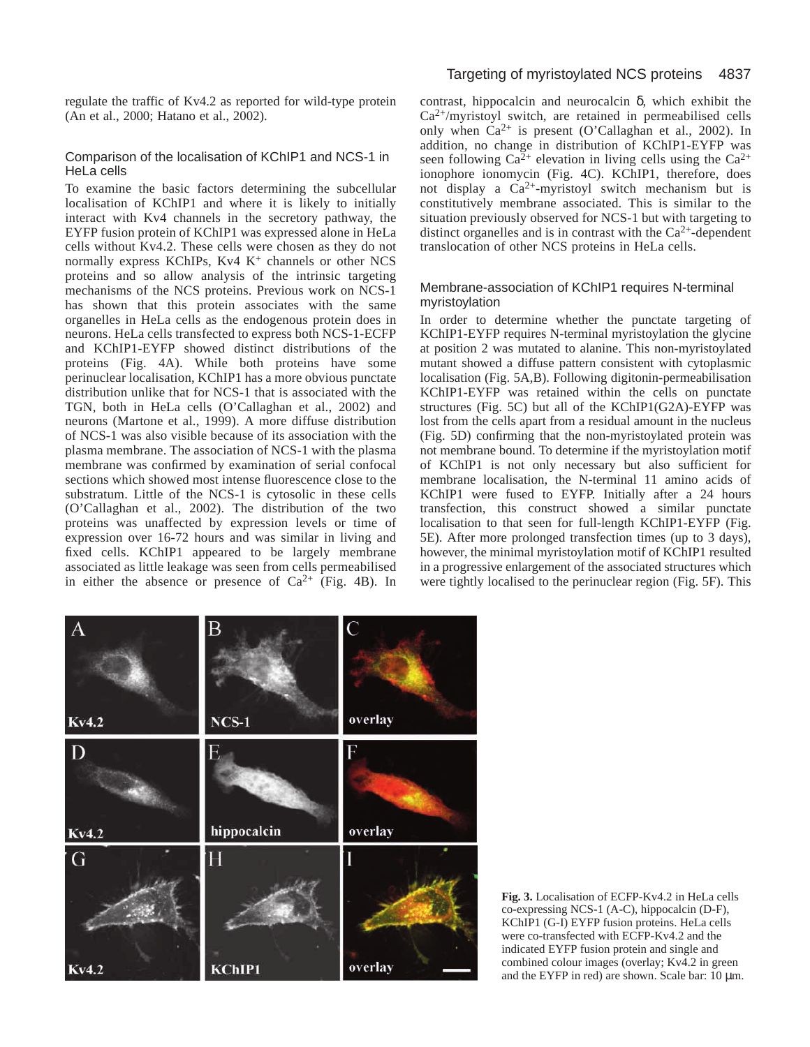regulate the traffic of Kv4.2 as reported for wild-type protein (An et al., 2000; Hatano et al., 2002).

### Comparison of the localisation of KChIP1 and NCS-1 in HeLa cells

To examine the basic factors determining the subcellular localisation of KChIP1 and where it is likely to initially interact with Kv4 channels in the secretory pathway, the EYFP fusion protein of KChIP1 was expressed alone in HeLa cells without Kv4.2. These cells were chosen as they do not normally express KChIPs, Kv4 $K^+$ channels or other NCS proteins and so allow analysis of the intrinsic targeting mechanisms of the NCS proteins. Previous work on NCS-1 has shown that this protein associates with the same organelles in HeLa cells as the endogenous protein does in neurons. HeLa cells transfected to express both NCS-1-ECFP and KChIP1-EYFP showed distinct distributions of the proteins (Fig. 4A). While both proteins have some perinuclear localisation, KChIP1 has a more obvious punctate distribution unlike that for NCS-1 that is associated with the TGN, both in HeLa cells (O'Callaghan et al., 2002) and neurons (Martone et al., 1999). A more diffuse distribution of NCS-1 was also visible because of its association with the plasma membrane. The association of NCS-1 with the plasma membrane was confirmed by examination of serial confocal sections which showed most intense fluorescence close to the substratum. Little of the NCS-1 is cytosolic in these cells (O'Callaghan et al., 2002). The distribution of the two proteins was unaffected by expression levels or time of expression over 16-72 hours and was similar in living and fixed cells. KChIP1 appeared to be largely membrane associated as little leakage was seen from cells permeabilised in either the absence or presence of $Ca^{2+}$ (Fig. 4B). In contrast, hippocalcin and neurocalcin δ, which exhibit the $Ca^{2+}$/myristoyl switch, are retained in permeabilised cells only when $Ca^{2+}$ is present (O'Callaghan et al., 2002). In addition, no change in distribution of KChIP1-EYFP was seen following $Ca^{2+}$ elevation in living cells using the $Ca^{2+}$ ionophore ionomycin (Fig. 4C). KChIP1, therefore, does not display a $Ca^{2+}$-myristoyl switch mechanism but is constitutively membrane associated. This is similar to the situation previously observed for NCS-1 but with targeting to distinct organelles and is in contrast with the $Ca^{2+}$-dependent translocation of other NCS proteins in HeLa cells.

### Membrane-association of KChIP1 requires N-terminal myristoylation

In order to determine whether the punctate targeting of KChIP1-EYFP requires N-terminal myristoylation the glycine at position 2 was mutated to alanine. This non-myristoylated mutant showed a diffuse pattern consistent with cytoplasmic localisation (Fig. 5A,B). Following digitonin-permeabilisation KChIP1-EYFP was retained within the cells on punctate structures (Fig. 5C) but all of the KChIP1(G2A)-EYFP was lost from the cells apart from a residual amount in the nucleus (Fig. 5D) confirming that the non-myristoylated protein was not membrane bound. To determine if the myristoylation motif of KChIP1 is not only necessary but also sufficient for membrane localisation, the N-terminal 11 amino acids of KChIP1 were fused to EYFP. Initially after a 24 hours transfection, this construct showed a similar punctate localisation to that seen for full-length KChIP1-EYFP (Fig. 5E). After more prolonged transfection times (up to 3 days), however, the minimal myristoylation motif of KChIP1 resulted in a progressive enlargement of the associated structures which were tightly localised to the perinuclear region (Fig. 5F). This

**Fig. 3.** Localisation of ECFP-Kv4.2 in HeLa cells co-expressing NCS-1 (A-C), hippocalcin (D-F), KChIP1 (G-I) EYFP fusion proteins. HeLa cells were co-transfected with ECFP-Kv4.2 and the indicated EYFP fusion protein and single and combined colour images (overlay; Kv4.2 in green and the EYFP in red) are shown. Scale bar: 10 μm.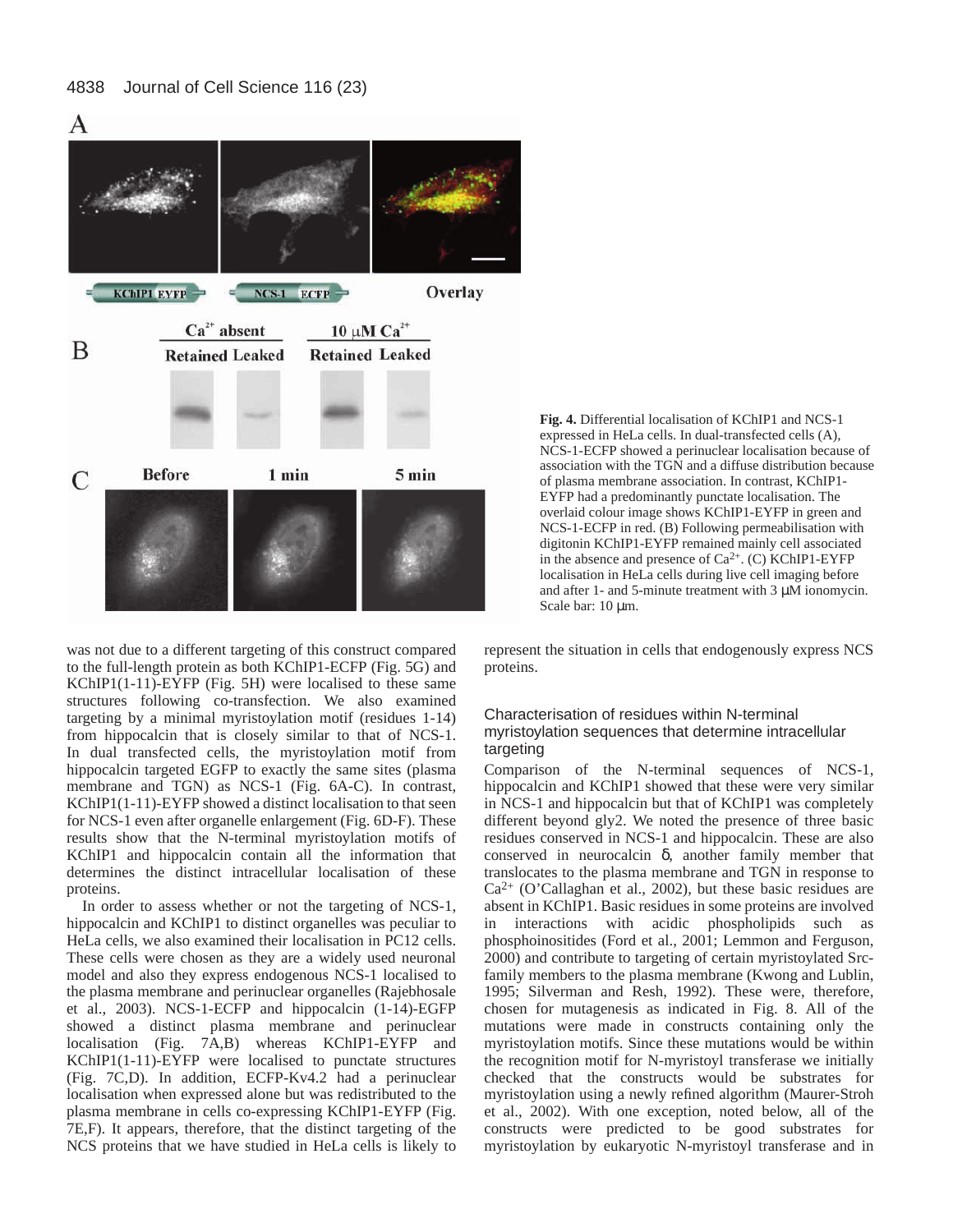**Fig. 4.** Differential localisation of KChIP1 and NCS-1 expressed in HeLa cells. In dual-transfected cells (A), NCS-1-ECFP showed a perinuclear localisation because of association with the TGN and a diffuse distribution because of plasma membrane association. In contrast, KChIP1-EYFP had a predominantly punctate localisation. The overlaid colour image shows KChIP1-EYFP in green and NCS-1-ECFP in red. (B) Following permeabilisation with digitonin KChIP1-EYFP remained mainly cell associated in the absence and presence of $Ca^{2+}$. (C) KChIP1-EYFP localisation in HeLa cells during live cell imaging before and after 1- and 5-minute treatment with 3 μM ionomycin. Scale bar: 10 μm.

was not due to a different targeting of this construct compared to the full-length protein as both KChIP1-ECFP (Fig. 5G) and KChIP1(1-11)-EYFP (Fig. 5H) were localised to these same structures following co-transfection. We also examined targeting by a minimal myristoylation motif (residues 1-14) from hippocalcin that is closely similar to that of NCS-1. In dual transfected cells, the myristoylation motif from hippocalcin targeted EGFP to exactly the same sites (plasma membrane and TGN) as NCS-1 (Fig. 6A-C). In contrast, KChIP1(1-11)-EYFP showed a distinct localisation to that seen for NCS-1 even after organelle enlargement (Fig. 6D-F). These results show that the N-terminal myristoylation motifs of KChIP1 and hippocalcin contain all the information that determines the distinct intracellular localisation of these proteins.

In order to assess whether or not the targeting of NCS-1, hippocalcin and KChIP1 to distinct organelles was peculiar to HeLa cells, we also examined their localisation in PC12 cells. These cells were chosen as they are a widely used neuronal model and also they express endogenous NCS-1 localised to the plasma membrane and perinuclear organelles (Rajebhosale et al., 2003). NCS-1-ECFP and hippocalcin (1-14)-EGFP showed a distinct plasma membrane and perinuclear localisation (Fig. 7A,B) whereas KChIP1-EYFP and KChIP1(1-11)-EYFP were localised to punctate structures (Fig. 7C,D). In addition, ECFP-Kv4.2 had a perinuclear localisation when expressed alone but was redistributed to the plasma membrane in cells co-expressing KChIP1-EYFP (Fig. 7E,F). It appears, therefore, that the distinct targeting of the NCS proteins that we have studied in HeLa cells is likely to represent the situation in cells that endogenously express NCS proteins.

### Characterisation of residues within N-terminal myristoylation sequences that determine intracellular targeting

Comparison of the N-terminal sequences of NCS-1, hippocalcin and KChIP1 showed that these were very similar in NCS-1 and hippocalcin but that of KChIP1 was completely different beyond gly2. We noted the presence of three basic residues conserved in NCS-1 and hippocalcin. These are also conserved in neurocalcin δ, another family member that translocates to the plasma membrane and TGN in response to $Ca^{2+}$ (O'Callaghan et al., 2002), but these basic residues are absent in KChIP1. Basic residues in some proteins are involved in interactions with acidic phospholipids such as phosphoinositides (Ford et al., 2001; Lemmon and Ferguson, 2000) and contribute to targeting of certain myristoylated Src-family members to the plasma membrane (Kwong and Lublin, 1995; Silverman and Resh, 1992). These were, therefore, chosen for mutagenesis as indicated in Fig. 8. All of the mutations were made in constructs containing only the myristoylation motifs. Since these mutations would be within the recognition motif for N-myristoyl transferase we initially checked that the constructs would be substrates for myristoylation using a newly refined algorithm (Maurer-Stroh et al., 2002). With one exception, noted below, all of the constructs were predicted to be good substrates for myristoylation by eukaryotic N-myristoyl transferase and in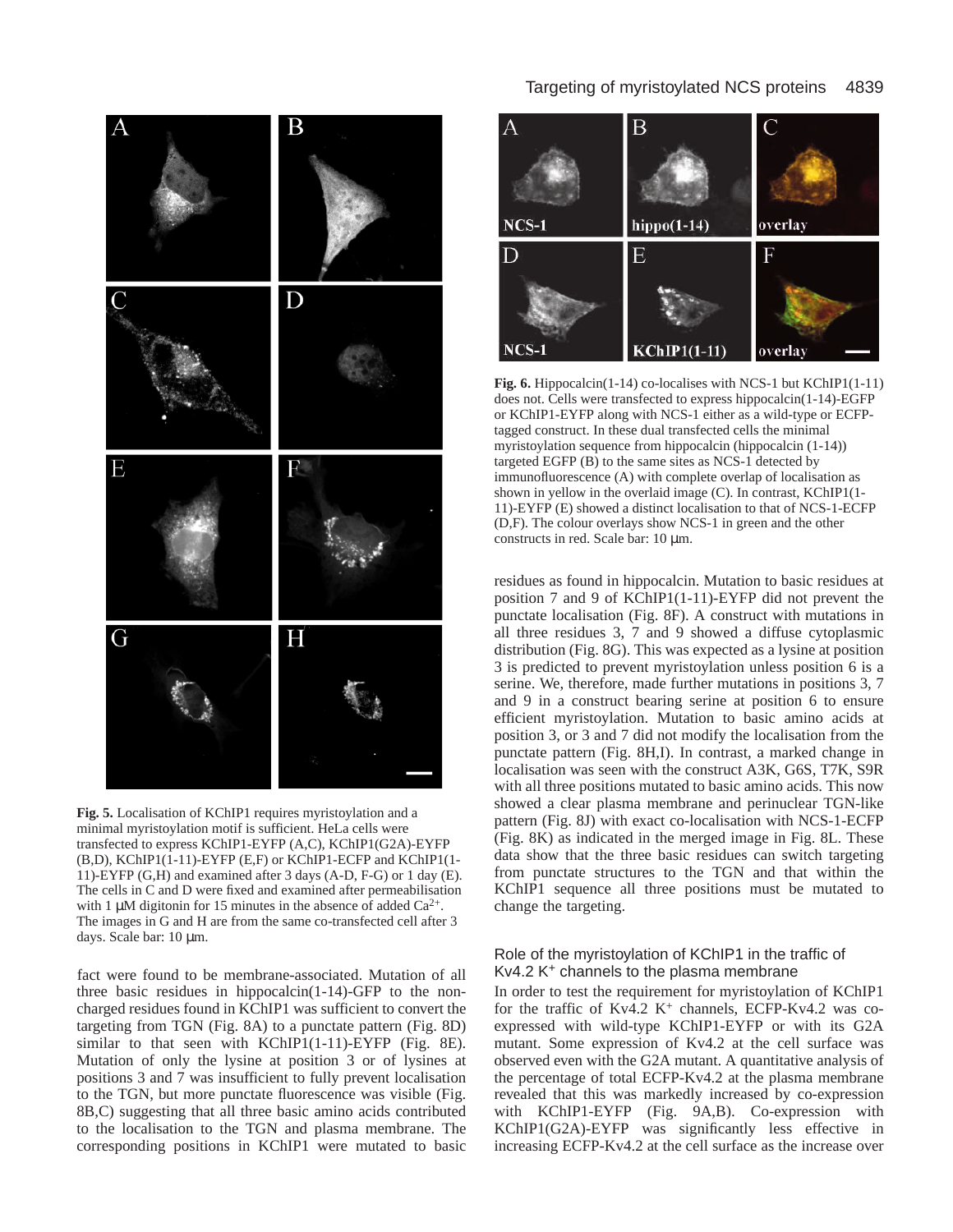**Fig. 5.** Localisation of KChIP1 requires myristoylation and a minimal myristoylation motif is sufficient. HeLa cells were transfected to express KChIP1-EYFP (A,C), KChIP1(G2A)-EYFP (B,D), KChIP1(1-11)-EYFP (E,F) or KChIP1-ECFP and KChIP1(1-11)-EYFP (G,H) and examined after 3 days (A-D, F-G) or 1 day (E). The cells in C and D were fixed and examined after permeabilisation with 1 μM digitonin for 15 minutes in the absence of added $Ca^{2+}$. The images in G and H are from the same co-transfected cell after 3 days. Scale bar: 10 μm.

fact were found to be membrane-associated. Mutation of all three basic residues in hippocalcin(1-14)-GFP to the non-charged residues found in KChIP1 was sufficient to convert the targeting from TGN (Fig. 8A) to a punctate pattern (Fig. 8D) similar to that seen with KChIP1(1-11)-EYFP (Fig. 8E). Mutation of only the lysine at position 3 or of lysines at positions 3 and 7 was insufficient to fully prevent localisation to the TGN, but more punctate fluorescence was visible (Fig. 8B,C) suggesting that all three basic amino acids contributed to the localisation to the TGN and plasma membrane. The corresponding positions in KChIP1 were mutated to basic residues as found in hippocalcin. Mutation to basic residues at position 7 and 9 of KChIP1(1-11)-EYFP did not prevent the punctate localisation (Fig. 8F). A construct with mutations in all three residues 3, 7 and 9 showed a diffuse cytoplasmic distribution (Fig. 8G). This was expected as a lysine at position 3 is predicted to prevent myristoylation unless position 6 is a serine. We, therefore, made further mutations in positions 3, 7 and 9 in a construct bearing serine at position 6 to ensure efficient myristoylation. Mutation to basic amino acids at position 3, or 3 and 7 did not modify the localisation from the punctate pattern (Fig. 8H,I). In contrast, a marked change in localisation was seen with the construct A3K, G6S, T7K, S9R with all three positions mutated to basic amino acids. This now showed a clear plasma membrane and perinuclear TGN-like pattern (Fig. 8J) with exact co-localisation with NCS-1-ECFP (Fig. 8K) as indicated in the merged image in Fig. 8L. These data show that the three basic residues can switch targeting from punctate structures to the TGN and that within the KChIP1 sequence all three positions must be mutated to change the targeting.

**Fig. 6.** Hippocalcin(1-14) co-localises with NCS-1 but KChIP1(1-11) does not. Cells were transfected to express hippocalcin(1-14)-EGFP or KChIP1-EYFP along with NCS-1 either as a wild-type or ECFP-tagged construct. In these dual transfected cells the minimal myristoylation sequence from hippocalcin (hippocalcin (1-14)) targeted EGFP (B) to the same sites as NCS-1 detected by immunofluorescence (A) with complete overlap of localisation as shown in yellow in the overlaid image (C). In contrast, KChIP1(1-11)-EYFP (E) showed a distinct localisation to that of NCS-1-ECFP (D,F). The colour overlays show NCS-1 in green and the other constructs in red. Scale bar: 10 μm.

### Role of the myristoylation of KChIP1 in the traffic of Kv4.2 $K^+$ channels to the plasma membrane

In order to test the requirement for myristoylation of KChIP1 for the traffic of Kv4.2 $K^+$ channels, ECFP-Kv4.2 was co-expressed with wild-type KChIP1-EYFP or with its G2A mutant. Some expression of Kv4.2 at the cell surface was observed even with the G2A mutant. A quantitative analysis of the percentage of total ECFP-Kv4.2 at the plasma membrane revealed that this was markedly increased by co-expression with KChIP1-EYFP (Fig. 9A,B). Co-expression with KChIP1(G2A)-EYFP was significantly less effective in increasing ECFP-Kv4.2 at the cell surface as the increase over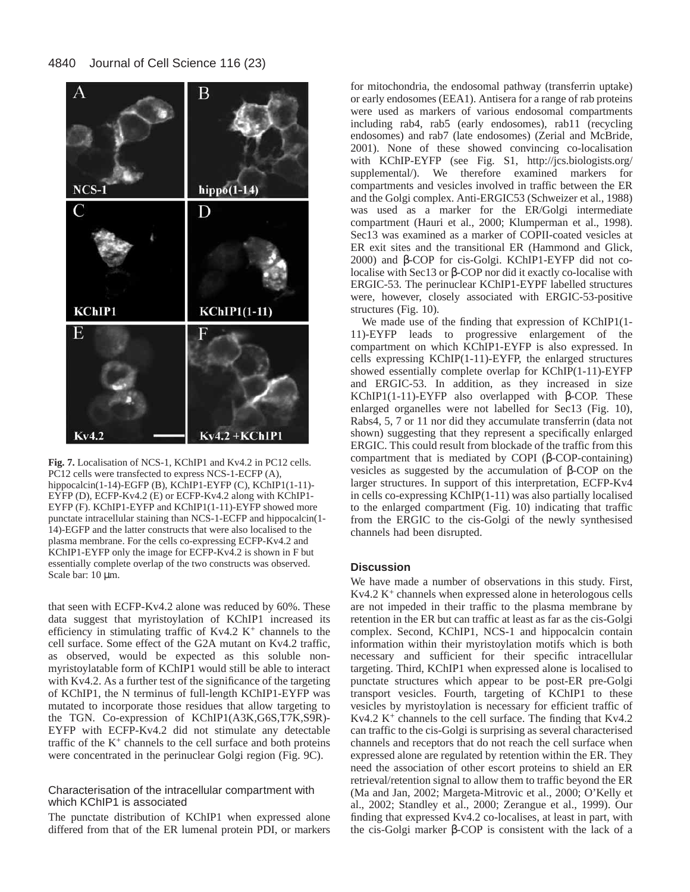**Fig. 7.** Localisation of NCS-1, KChIP1 and Kv4.2 in PC12 cells. PC12 cells were transfected to express NCS-1-ECFP (A), hippocalcin(1-14)-EGFP (B), KChIP1-EYFP (C), KChIP1(1-11)-EYFP (D), ECFP-Kv4.2 (E) or ECFP-Kv4.2 along with KChIP1-EYFP (F). KChIP1-EYFP and KChIP1(1-11)-EYFP showed more punctate intracellular staining than NCS-1-ECFP and hippocalcin(1-14)-EGFP and the latter constructs that were also localised to the plasma membrane. For the cells co-expressing ECFP-Kv4.2 and KChIP1-EYFP only the image for ECFP-Kv4.2 is shown in F but essentially complete overlap of the two constructs was observed. Scale bar: 10 μm.

that seen with ECFP-Kv4.2 alone was reduced by 60%. These data suggest that myristoylation of KChIP1 increased its efficiency in stimulating traffic of Kv4.2 $K^+$ channels to the cell surface. Some effect of the G2A mutant on Kv4.2 traffic, as observed, would be expected as this soluble non-myristoylatable form of KChIP1 would still be able to interact with Kv4.2. As a further test of the significance of the targeting of KChIP1, the N terminus of full-length KChIP1-EYFP was mutated to incorporate those residues that allow targeting to the TGN. Co-expression of KChIP1(A3K,G6S,T7K,S9R)-EYFP with ECFP-Kv4.2 did not stimulate any detectable traffic of the $K^+$ channels to the cell surface and both proteins were concentrated in the perinuclear Golgi region (Fig. 9C).

### Characterisation of the intracellular compartment with which KChIP1 is associated

The punctate distribution of KChIP1 when expressed alone differed from that of the ER lumenal protein PDI, or markers for mitochondria, the endosomal pathway (transferrin uptake) or early endosomes (EEA1). Antisera for a range of rab proteins were used as markers of various endosomal compartments including rab4, rab5 (early endosomes), rab11 (recycling endosomes) and rab7 (late endosomes) (Zerial and McBride, 2001). None of these showed convincing co-localisation with KChIP-EYFP (see Fig. S1, http://jcs.biologists.org/supplemental/). We therefore examined markers for compartments and vesicles involved in traffic between the ER and the Golgi complex. Anti-ERGIC53 (Schweizer et al., 1988) was used as a marker for the ER/Golgi intermediate compartment (Hauri et al., 2000; Klumperman et al., 1998). Sec13 was examined as a marker of COPII-coated vesicles at ER exit sites and the transitional ER (Hammond and Glick, 2000) and β-COP for cis-Golgi. KChIP1-EYFP did not co-localise with Sec13 or β-COP nor did it exactly co-localise with ERGIC-53. The perinuclear KChIP1-EYPF labelled structures were, however, closely associated with ERGIC-53-positive structures (Fig. 10).

We made use of the finding that expression of KChIP1(1-11)-EYFP leads to progressive enlargement of the compartment on which KChIP1-EYFP is also expressed. In cells expressing KChIP(1-11)-EYFP, the enlarged structures showed essentially complete overlap for KChIP(1-11)-EYFP and ERGIC-53. In addition, as they increased in size KChIP1(1-11)-EYFP also overlapped with β-COP. These enlarged organelles were not labelled for Sec13 (Fig. 10), Rabs4, 5, 7 or 11 nor did they accumulate transferrin (data not shown) suggesting that they represent a specifically enlarged ERGIC. This could result from blockade of the traffic from this compartment that is mediated by COPI (β-COP-containing) vesicles as suggested by the accumulation of β-COP on the larger structures. In support of this interpretation, ECFP-Kv4 in cells co-expressing KChIP(1-11) was also partially localised to the enlarged compartment (Fig. 10) indicating that traffic from the ERGIC to the cis-Golgi of the newly synthesised channels had been disrupted.

## Discussion

We have made a number of observations in this study. First, Kv4.2 $K^+$ channels when expressed alone in heterologous cells are not impeded in their traffic to the plasma membrane by retention in the ER but can traffic at least as far as the cis-Golgi complex. Second, KChIP1, NCS-1 and hippocalcin contain information within their myristoylation motifs which is both necessary and sufficient for their specific intracellular targeting. Third, KChIP1 when expressed alone is localised to punctate structures which appear to be post-ER pre-Golgi transport vesicles. Fourth, targeting of KChIP1 to these vesicles by myristoylation is necessary for efficient traffic of Kv4.2 $K^+$ channels to the cell surface. The finding that Kv4.2 can traffic to the cis-Golgi is surprising as several characterised channels and receptors that do not reach the cell surface when expressed alone are regulated by retention within the ER. They need the association of other escort proteins to shield an ER retrieval/retention signal to allow them to traffic beyond the ER (Ma and Jan, 2002; Margeta-Mitrovic et al., 2000; O'Kelly et al., 2002; Standley et al., 2000; Zerangue et al., 1999). Our finding that expressed Kv4.2 co-localises, at least in part, with the cis-Golgi marker β-COP is consistent with the lack of a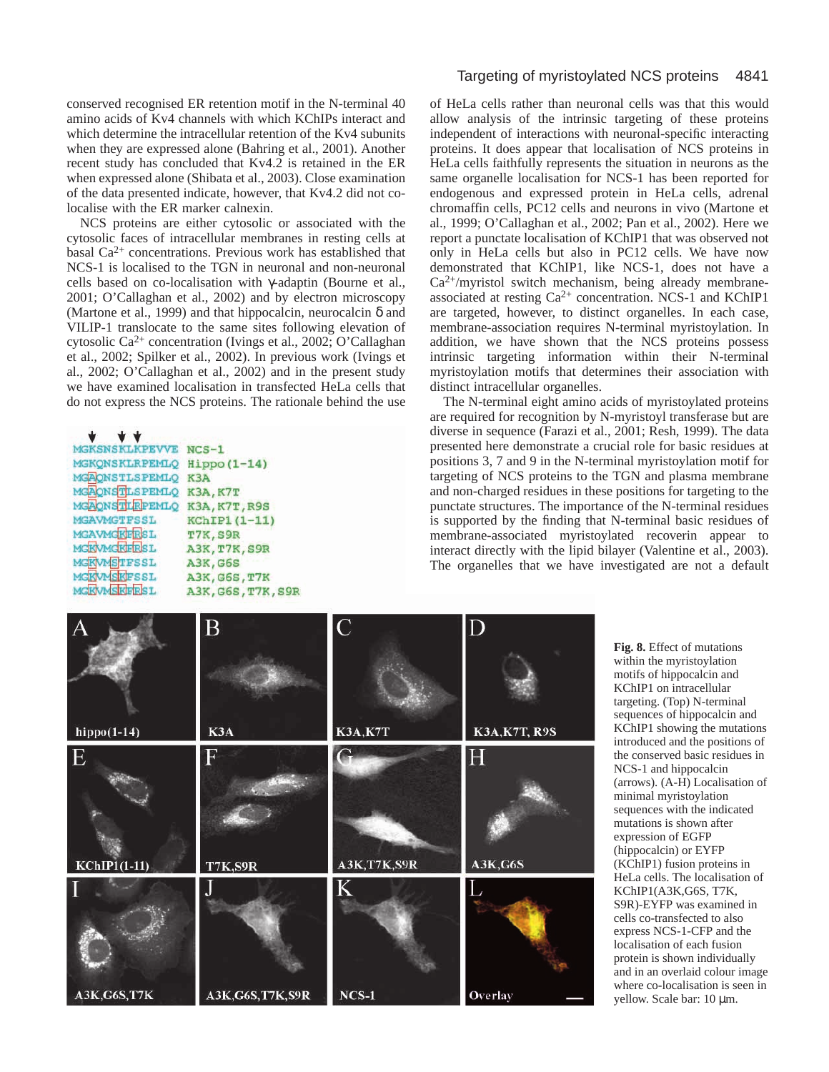conserved recognised ER retention motif in the N-terminal 40 amino acids of Kv4 channels with which KChIPs interact and which determine the intracellular retention of the Kv4 subunits when they are expressed alone (Bahring et al., 2001). Another recent study has concluded that Kv4.2 is retained in the ER when expressed alone (Shibata et al., 2003). Close examination of the data presented indicate, however, that Kv4.2 did not co-localise with the ER marker calnexin.

NCS proteins are either cytosolic or associated with the cytosolic faces of intracellular membranes in resting cells at basal $Ca^{2+}$ concentrations. Previous work has established that NCS-1 is localised to the TGN in neuronal and non-neuronal cells based on co-localisation with γ-adaptin (Bourne et al., 2001; O'Callaghan et al., 2002) and by electron microscopy (Martone et al., 1999) and that hippocalcin, neurocalcin δ and VILIP-1 translocate to the same sites following elevation of cytosolic $Ca^{2+}$ concentration (Ivings et al., 2002; O'Callaghan et al., 2002; Spilker et al., 2002). In previous work (Ivings et al., 2002; O'Callaghan et al., 2002) and in the present study we have examined localisation in transfected HeLa cells that do not express the NCS proteins. The rationale behind the use of HeLa cells rather than neuronal cells was that this would allow analysis of the intrinsic targeting of these proteins independent of interactions with neuronal-specific interacting proteins. It does appear that localisation of NCS proteins in HeLa cells faithfully represents the situation in neurons as the same organelle localisation for NCS-1 has been reported for endogenous and expressed protein in HeLa cells, adrenal chromaffin cells, PC12 cells and neurons in vivo (Martone et al., 1999; O'Callaghan et al., 2002; Pan et al., 2002). Here we report a punctate localisation of KChIP1 that was observed not only in HeLa cells but also in PC12 cells. We have now demonstrated that KChIP1, like NCS-1, does not have a $Ca^{2+}$/myristol switch mechanism, being already membrane-associated at resting $Ca^{2+}$ concentration. NCS-1 and KChIP1 are targeted, however, to distinct organelles. In each case, membrane-association requires N-terminal myristoylation. In addition, we have shown that the NCS proteins possess intrinsic targeting information within their N-terminal myristoylation motifs that determines their association with distinct intracellular organelles.

The N-terminal eight amino acids of myristoylated proteins are required for recognition by N-myristoyl transferase but are diverse in sequence (Farazi et al., 2001; Resh, 1999). The data presented here demonstrate a crucial role for basic residues at positions 3, 7 and 9 in the N-terminal myristoylation motif for targeting of NCS proteins to the TGN and plasma membrane and non-charged residues in these positions for targeting to the punctate structures. The importance of the N-terminal residues is supported by the finding that N-terminal basic residues of membrane-associated myristoylated recoverin appear to interact directly with the lipid bilayer (Valentine et al., 2003). The organelles that we have investigated are not a default

| Sequence | Protein |
|---|---|
| MGKSNSKLKPEVVE | NCS-1 |
| MGKQNSKLRPEMLQ | Hippo(1-14) |
| MGAQNSTLSPEMLQ | K3A |
| MGAQNSTLSPEMLQ | K3A,K7T |
| MGAQNSTLRPEMLQ | K3A,K7T,R9S |
| MGAVMGTFSSL | KChIP1(1-11) |
| MGAVMGKFRSL | T7K,S9R |
| MGKVMGKFRSL | A3K,T7K,S9R |
| MGKVMSTFSSL | A3K,G6S |
| MGKVMSKFSSL | A3K,G6S,T7K |
| MGKVMSKFRSL | A3K,G6S,T7K,S9R |

**Fig. 8.** Effect of mutations within the myristoylation motifs of hippocalcin and KChIP1 on intracellular targeting. (Top) N-terminal sequences of hippocalcin and KChIP1 showing the mutations introduced and the positions of the conserved basic residues in NCS-1 and hippocalcin (arrows). (A-H) Localisation of minimal myristoylation sequences with the indicated mutations is shown after expression of EGFP (hippocalcin) or EYFP (KChIP1) fusion proteins in HeLa cells. The localisation of KChIP1(A3K,G6S, T7K, S9R)-EYFP was examined in cells co-transfected to also express NCS-1-CFP and the localisation of each fusion protein is shown individually and in an overlaid colour image where co-localisation is seen in yellow. Scale bar: 10 μm.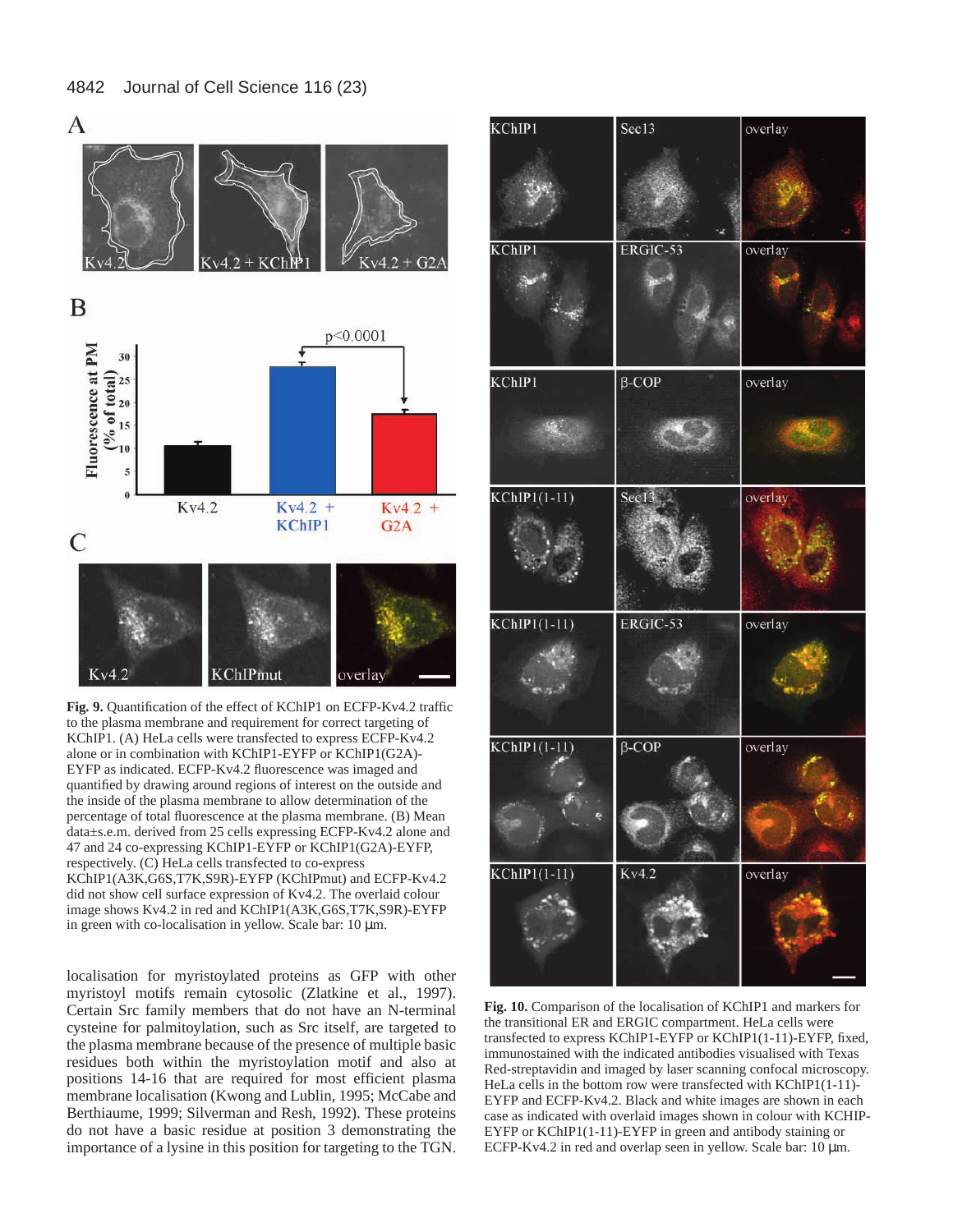**Fig. 9.** Quantification of the effect of KChIP1 on ECFP-Kv4.2 traffic to the plasma membrane and requirement for correct targeting of KChIP1. (A) HeLa cells were transfected to express ECFP-Kv4.2 alone or in combination with KChIP1-EYFP or KChIP1(G2A)-EYFP as indicated. ECFP-Kv4.2 fluorescence was imaged and quantified by drawing around regions of interest on the outside and the inside of the plasma membrane to allow determination of the percentage of total fluorescence at the plasma membrane. (B) Mean data±s.e.m. derived from 25 cells expressing ECFP-Kv4.2 alone and 47 and 24 co-expressing KChIP1-EYFP or KChIP1(G2A)-EYFP, respectively. (C) HeLa cells transfected to co-express KChIP1(A3K,G6S,T7K,S9R)-EYFP (KChIPmut) and ECFP-Kv4.2 did not show cell surface expression of Kv4.2. The overlaid colour image shows Kv4.2 in red and KChIP1(A3K,G6S,T7K,S9R)-EYFP in green with co-localisation in yellow. Scale bar: 10 μm.

localisation for myristoylated proteins as GFP with other myristoyl motifs remain cytosolic (Zlatkine et al., 1997). Certain Src family members that do not have an N-terminal cysteine for palmitoylation, such as Src itself, are targeted to the plasma membrane because of the presence of multiple basic residues both within the myristoylation motif and also at positions 14-16 that are required for most efficient plasma membrane localisation (Kwong and Lublin, 1995; McCabe and Berthiaume, 1999; Silverman and Resh, 1992). These proteins do not have a basic residue at position 3 demonstrating the importance of a lysine in this position for targeting to the TGN.

**Fig. 10.** Comparison of the localisation of KChIP1 and markers for the transitional ER and ERGIC compartment. HeLa cells were transfected to express KChIP1-EYFP or KChIP1(1-11)-EYFP, fixed, immunostained with the indicated antibodies visualised with Texas Red-streptavidin and imaged by laser scanning confocal microscopy. HeLa cells in the bottom row were transfected with KChIP1(1-11)-EYFP and ECFP-Kv4.2. Black and white images are shown in each case as indicated with overlaid images shown in colour with KCHIP-EYFP or KChIP1(1-11)-EYFP in green and antibody staining or ECFP-Kv4.2 in red and overlap seen in yellow. Scale bar: 10 μm.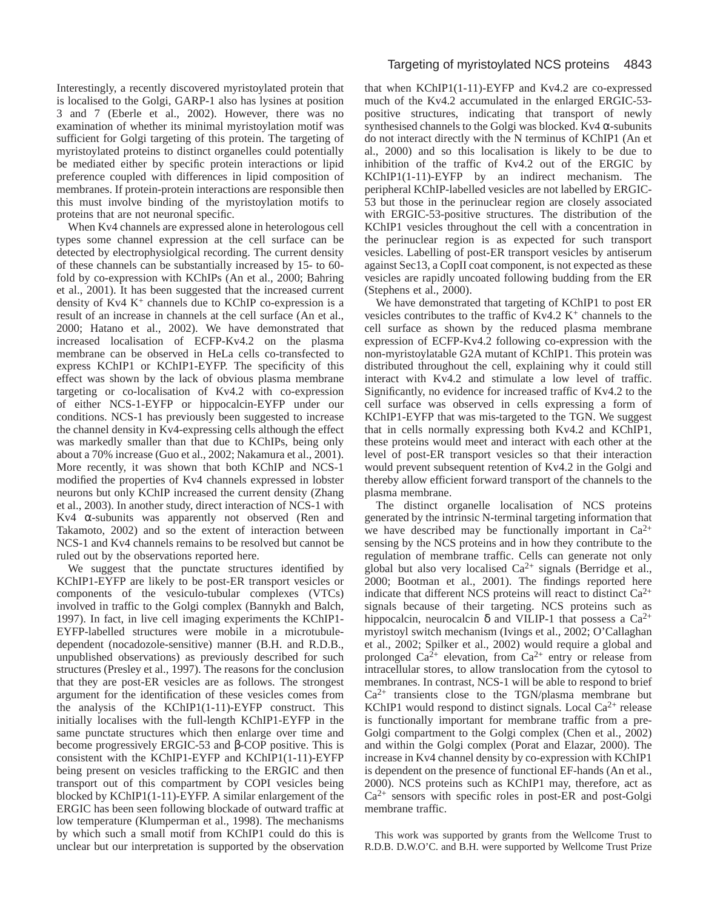Interestingly, a recently discovered myristoylated protein that is localised to the Golgi, GARP-1 also has lysines at position 3 and 7 (Eberle et al., 2002). However, there was no examination of whether its minimal myristoylation motif was sufficient for Golgi targeting of this protein. The targeting of myristoylated proteins to distinct organelles could potentially be mediated either by specific protein interactions or lipid preference coupled with differences in lipid composition of membranes. If protein-protein interactions are responsible then this must involve binding of the myristoylation motifs to proteins that are not neuronal specific.

When Kv4 channels are expressed alone in heterologous cell types some channel expression at the cell surface can be detected by electrophysiolgical recording. The current density of these channels can be substantially increased by 15- to 60-fold by co-expression with KChIPs (An et al., 2000; Bahring et al., 2001). It has been suggested that the increased current density of Kv4 $K^+$ channels due to KChIP co-expression is a result of an increase in channels at the cell surface (An et al., 2000; Hatano et al., 2002). We have demonstrated that increased localisation of ECFP-Kv4.2 on the plasma membrane can be observed in HeLa cells co-transfected to express KChIP1 or KChIP1-EYFP. The specificity of this effect was shown by the lack of obvious plasma membrane targeting or co-localisation of Kv4.2 with co-expression of either NCS-1-EYFP or hippocalcin-EYFP under our conditions. NCS-1 has previously been suggested to increase the channel density in Kv4-expressing cells although the effect was markedly smaller than that due to KChIPs, being only about a 70% increase (Guo et al., 2002; Nakamura et al., 2001). More recently, it was shown that both KChIP and NCS-1 modified the properties of Kv4 channels expressed in lobster neurons but only KChIP increased the current density (Zhang et al., 2003). In another study, direct interaction of NCS-1 with Kv4 α-subunits was apparently not observed (Ren and Takamoto, 2002) and so the extent of interaction between NCS-1 and Kv4 channels remains to be resolved but cannot be ruled out by the observations reported here.

We suggest that the punctate structures identified by KChIP1-EYFP are likely to be post-ER transport vesicles or components of the vesiculo-tubular complexes (VTCs) involved in traffic to the Golgi complex (Bannykh and Balch, 1997). In fact, in live cell imaging experiments the KChIP1-EYFP-labelled structures were mobile in a microtubule-dependent (nocadozole-sensitive) manner (B.H. and R.D.B., unpublished observations) as previously described for such structures (Presley et al., 1997). The reasons for the conclusion that they are post-ER vesicles are as follows. The strongest argument for the identification of these vesicles comes from the analysis of the KChIP1(1-11)-EYFP construct. This initially localises with the full-length KChIP1-EYFP in the same punctate structures which then enlarge over time and become progressively ERGIC-53 and β-COP positive. This is consistent with the KChIP1-EYFP and KChIP1(1-11)-EYFP being present on vesicles trafficking to the ERGIC and then transport out of this compartment by COPI vesicles being blocked by KChIP1(1-11)-EYFP. A similar enlargement of the ERGIC has been seen following blockade of outward traffic at low temperature (Klumperman et al., 1998). The mechanisms by which such a small motif from KChIP1 could do this is unclear but our interpretation is supported by the observation that when KChIP1(1-11)-EYFP and Kv4.2 are co-expressed much of the Kv4.2 accumulated in the enlarged ERGIC-53-positive structures, indicating that transport of newly synthesised channels to the Golgi was blocked. Kv4 α-subunits do not interact directly with the N terminus of KChIP1 (An et al., 2000) and so this localisation is likely to be due to inhibition of the traffic of Kv4.2 out of the ERGIC by KChIP1(1-11)-EYFP by an indirect mechanism. The peripheral KChIP-labelled vesicles are not labelled by ERGIC-53 but those in the perinuclear region are closely associated with ERGIC-53-positive structures. The distribution of the KChIP1 vesicles throughout the cell with a concentration in the perinuclear region is as expected for such transport vesicles. Labelling of post-ER transport vesicles by antiserum against Sec13, a CopII coat component, is not expected as these vesicles are rapidly uncoated following budding from the ER (Stephens et al., 2000).

We have demonstrated that targeting of KChIP1 to post ER vesicles contributes to the traffic of Kv4.2 $K^+$ channels to the cell surface as shown by the reduced plasma membrane expression of ECFP-Kv4.2 following co-expression with the non-myristoylatable G2A mutant of KChIP1. This protein was distributed throughout the cell, explaining why it could still interact with Kv4.2 and stimulate a low level of traffic. Significantly, no evidence for increased traffic of Kv4.2 to the cell surface was observed in cells expressing a form of KChIP1-EYFP that was mis-targeted to the TGN. We suggest that in cells normally expressing both Kv4.2 and KChIP1, these proteins would meet and interact with each other at the level of post-ER transport vesicles so that their interaction would prevent subsequent retention of Kv4.2 in the Golgi and thereby allow efficient forward transport of the channels to the plasma membrane.

The distinct organelle localisation of NCS proteins generated by the intrinsic N-terminal targeting information that we have described may be functionally important in $Ca^{2+}$ sensing by the NCS proteins and in how they contribute to the regulation of membrane traffic. Cells can generate not only global but also very localised $Ca^{2+}$ signals (Berridge et al., 2000; Bootman et al., 2001). The findings reported here indicate that different NCS proteins will react to distinct $Ca^{2+}$ signals because of their targeting. NCS proteins such as hippocalcin, neurocalcin δ and VILIP-1 that possess a $Ca^{2+}$ myristoyl switch mechanism (Ivings et al., 2002; O'Callaghan et al., 2002; Spilker et al., 2002) would require a global and prolonged $Ca^{2+}$ elevation, from $Ca^{2+}$ entry or release from intracellular stores, to allow translocation from the cytosol to membranes. In contrast, NCS-1 will be able to respond to brief $Ca^{2+}$ transients close to the TGN/plasma membrane but KChIP1 would respond to distinct signals. Local $Ca^{2+}$ release is functionally important for membrane traffic from a pre-Golgi compartment to the Golgi complex (Chen et al., 2002) and within the Golgi complex (Porat and Elazar, 2000). The increase in Kv4 channel density by co-expression with KChIP1 is dependent on the presence of functional EF-hands (An et al., 2000). NCS proteins such as KChIP1 may, therefore, act as $Ca^{2+}$ sensors with specific roles in post-ER and post-Golgi membrane traffic.

This work was supported by grants from the Wellcome Trust to R.D.B. D.W.O'C. and B.H. were supported by Wellcome Trust Prize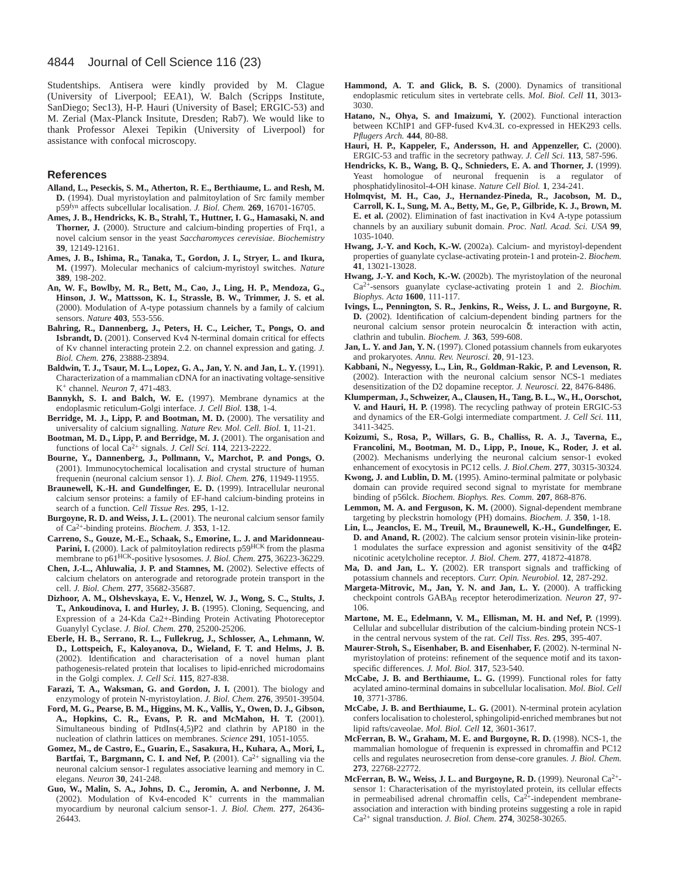Studentships. Antisera were kindly provided by M. Clague (University of Liverpool; EEA1), W. Balch (Scripps Institute, SanDiego; Sec13), H-P. Hauri (University of Basel; ERGIC-53) and M. Zerial (Max-Planck Insitute, Dresden; Rab7). We would like to thank Professor Alexei Tepikin (University of Liverpool) for assistance with confocal microscopy.

## References

**Alland, L., Peseckis, S. M., Atherton, R. E., Berthiaume, L. and Resh, M. D.** (1994). Dual myristoylation and palmitoylation of Src family member p59$^{fyn}$ affects subcellular localisation. *J. Biol. Chem.* **269**, 16701-16705.

**Ames, J. B., Hendricks, K. B., Strahl, T., Huttner, I. G., Hamasaki, N. and Thorner, J.** (2000). Structure and calcium-binding properties of Frq1, a novel calcium sensor in the yeast *Saccharomyces cerevisiae*. *Biochemistry* **39**, 12149-12161.

**Ames, J. B., Ishima, R., Tanaka, T., Gordon, J. I., Stryer, L. and Ikura, M.** (1997). Molecular mechanics of calcium-myristoyl switches. *Nature* **389**, 198-202.

**An, W. F., Bowlby, M. R., Bett, M., Cao, J., Ling, H. P., Mendoza, G., Hinson, J. W., Mattsson, K. I., Strassle, B. W., Trimmer, J. S. et al.** (2000). Modulation of A-type potassium channels by a family of calcium sensors. *Nature* **403**, 553-556.

**Bahring, R., Dannenberg, J., Peters, H. C., Leicher, T., Pongs, O. and Isbrandt, D.** (2001). Conserved Kv4 N-terminal domain critical for effects of Kv channel interacting protein 2.2. on channel expression and gating. *J. Biol. Chem.* **276**, 23888-23894.

**Baldwin, T. J., Tsaur, M. L., Lopez, G. A., Jan, Y. N. and Jan, L. Y.** (1991). Characterization of a mammalian cDNA for an inactivating voltage-sensitive $K^+$ channel. *Neuron* **7**, 471-483.

**Bannykh, S. I. and Balch, W. E.** (1997). Membrane dynamics at the endoplasmic reticulum-Golgi interface. *J. Cell Biol.* **138**, 1-4.

**Berridge, M. J., Lipp, P. and Bootman, M. D.** (2000). The versatility and universality of calcium signalling. *Nature Rev. Mol. Cell. Biol.* **1**, 11-21.

**Bootman, M. D., Lipp, P. and Berridge, M. J.** (2001). The organisation and functions of local $Ca^{2+}$ signals. *J. Cell Sci.* **114**, 2213-2222.

**Bourne, Y., Dannenberg, J., Pollmann, V., Marchot, P. and Pongs, O.** (2001). Immunocytochemical localisation and crystal structure of human frequenin (neuronal calcium sensor 1). *J. Biol. Chem.* **276**, 11949-11955.

**Braunewell, K.-H. and Gundelfinger, E. D.** (1999). Intracellular neuronal calcium sensor proteins: a family of EF-hand calcium-binding proteins in search of a function. *Cell Tissue Res.* **295**, 1-12.

**Burgoyne, R. D. and Weiss, J. L.** (2001). The neuronal calcium sensor family of $Ca^{2+}$-binding proteins. *Biochem. J.* **353**, 1-12.

**Carreno, S., Gouze, M.-E., Schaak, S., Emorine, L. J. and Maridonneau-Parini, I.** (2000). Lack of palmitoylation redirects p59$^{HCK}$ from the plasma membrane to p61$^{HCK}$-positive lysosomes. *J. Biol. Chem.* **275**, 36223-36229.

**Chen, J.-L., Ahluwalia, J. P. and Stamnes, M.** (2002). Selective effects of calcium chelators on anterograde and retorograde protein transport in the cell. *J. Biol. Chem.* **277**, 35682-35687.

**Dizhoor, A. M., Olshevskaya, E. V., Henzel, W. J., Wong, S. C., Stults, J. T., Ankoudinova, I. and Hurley, J. B.** (1995). Cloning, Sequencing, and Expression of a 24-Kda Ca2+-Binding Protein Activating Photoreceptor Guanylyl Cyclase. *J. Biol. Chem.* **270**, 25200-25206.

**Eberle, H. B., Serrano, R. L., Fullekrug, J., Schlosser, A., Lehmann, W. D., Lottspeich, F., Kaloyanova, D., Wieland, F. T. and Helms, J. B.** (2002). Identification and characterisation of a novel human plant pathogenesis-related protein that localises to lipid-enriched microdomains in the Golgi complex. *J. Cell Sci.* **115**, 827-838.

**Farazi, T. A., Waksman, G. and Gordon, J. I.** (2001). The biology and enzymology of protein N-myristoylation. *J. Biol. Chem.* **276**, 39501-39504.

**Ford, M. G., Pearse, B. M., Higgins, M. K., Vallis, Y., Owen, D. J., Gibson, A., Hopkins, C. R., Evans, P. R. and McMahon, H. T.** (2001). Simultaneous binding of PtdIns(4,5)P2 and clathrin by AP180 in the nucleation of clathrin lattices on membranes. *Science* **291**, 1051-1055.

**Gomez, M., de Castro, E., Guarin, E., Sasakura, H., Kuhara, A., Mori, I., Bartfai, T., Bargmann, C. I. and Nef, P.** (2001). $Ca^{2+}$ signalling via the neuronal calcium sensor-1 regulates associative learning and memory in C. elegans. *Neuron* **30**, 241-248.

**Guo, W., Malin, S. A., Johns, D. C., Jeromin, A. and Nerbonne, J. M.** (2002). Modulation of Kv4-encoded $K^+$ currents in the mammalian myocardium by neuronal calcium sensor-1. *J. Biol. Chem.* **277**, 26436-26443.

**Hammond, A. T. and Glick, B. S.** (2000). Dynamics of transitional endoplasmic reticulum sites in vertebrate cells. *Mol. Biol. Cell* **11**, 3013-3030.

**Hatano, N., Ohya, S. and Imaizumi, Y.** (2002). Functional interaction between KChIP1 and GFP-fused Kv4.3L co-expressed in HEK293 cells. *Pflugers Arch.* **444**, 80-88.

**Hauri, H. P., Kappeler, F., Andersson, H. and Appenzeller, C.** (2000). ERGIC-53 and traffic in the secretory pathway. *J. Cell Sci.* **113**, 587-596.

**Hendricks, K. B., Wang, B. Q., Schnieders, E. A. and Thorner, J.** (1999). Yeast homologue of neuronal frequenin is a regulator of phosphatidylinositol-4-OH kinase. *Nature Cell Biol.* **1**, 234-241.

**Holmqvist, M. H., Cao, J., Hernandez-Pineda, R., Jacobson, M. D., Carroll, K. I., Sung, M. A., Betty, M., Ge, P., Gilbride, K. J., Brown, M. E. et al.** (2002). Elimination of fast inactivation in Kv4 A-type potassium channels by an auxiliary subunit domain. *Proc. Natl. Acad. Sci. USA* **99**, 1035-1040.

**Hwang, J.-Y. and Koch, K.-W.** (2002a). Calcium- and myristoyl-dependent properties of guanylate cyclase-activating protein-1 and protein-2. *Biochem.* **41**, 13021-13028.

**Hwang, J.-Y. and Koch, K.-W.** (2002b). The myristoylation of the neuronal $Ca^{2+}$-sensors guanylate cyclase-activating protein 1 and 2. *Biochim. Biophys. Acta* **1600**, 111-117.

**Ivings, L., Pennington, S. R., Jenkins, R., Weiss, J. L. and Burgoyne, R. D.** (2002). Identification of calcium-dependent binding partners for the neuronal calcium sensor protein neurocalcin δ: interaction with actin, clathrin and tubulin. *Biochem. J.* **363**, 599-608.

**Jan, L. Y. and Jan, Y. N.** (1997). Cloned potassium channels from eukaryotes and prokaryotes. *Annu. Rev. Neurosci.* **20**, 91-123.

**Kabbani, N., Negyessy, L., Lin, R., Goldman-Rakic, P. and Levenson, R.** (2002). Interaction with the neuronal calcium sensor NCS-1 mediates desensitization of the D2 dopamine receptor. *J. Neurosci.* **22**, 8476-8486.

**Klumperman, J., Schweizer, A., Clausen, H., Tang, B. L., W., H., Oorschot, V. and Hauri, H. P.** (1998). The recycling pathway of protein ERGIC-53 and dynamics of the ER-Golgi intermediate compartment. *J. Cell Sci.* **111**, 3411-3425.

**Koizumi, S., Rosa, P., Willars, G. B., Challiss, R. A. J., Taverna, E., Francolini, M., Bootman, M. D., Lipp, P., Inoue, K., Roder, J. et al.** (2002). Mechanisms underlying the neuronal calcium sensor-1 evoked enhancement of exocytosis in PC12 cells. *J. Biol.Chem.* **277**, 30315-30324.

**Kwong, J. and Lublin, D. M.** (1995). Amino-terminal palmitate or polybasic domain can provide required second signal to myristate for membrane binding of p56lck. *Biochem. Biophys. Res. Comm.* **207**, 868-876.

**Lemmon, M. A. and Ferguson, K. M.** (2000). Signal-dependent membrane targeting by pleckstrin homology (PH) domains. *Biochem. J.* **350**, 1-18.

**Lin, L., Jeanclos, E. M., Treuil, M., Braunewell, K.-H., Gundelfinger, E. D. and Anand, R.** (2002). The calcium sensor protein visinin-like protein-1 modulates the surface expression and agonist sensitivity of the α4β2 nicotinic acetylcholine receptor. *J. Biol. Chem.* **277**, 41872-41878.

**Ma, D. and Jan, L. Y.** (2002). ER transport signals and trafficking of potassium channels and receptors. *Curr. Opin. Neurobiol.* **12**, 287-292.

**Margeta-Mitrovic, M., Jan, Y. N. and Jan, L. Y.** (2000). A trafficking checkpoint controls $GABA_B$ receptor heterodimerization. *Neuron* **27**, 97-106.

**Martone, M. E., Edelmann, V. M., Ellisman, M. H. and Nef, P.** (1999). Cellular and subcellular distribution of the calcium-binding protein NCS-1 in the central nervous system of the rat. *Cell Tiss. Res.* **295**, 395-407.

**Maurer-Stroh, S., Eisenhaber, B. and Eisenhaber, F.** (2002). N-terminal N-myristoylation of proteins: refinement of the sequence motif and its taxon-specific differences. *J. Mol. Biol.* **317**, 523-540.

**McCabe, J. B. and Berthiaume, L. G.** (1999). Functional roles for fatty acylated amino-terminal domains in subcellular localisation. *Mol. Biol. Cell* **10**, 3771-3786.

**McCabe, J. B. and Berthiaume, L. G.** (2001). N-terminal protein acylation confers localisation to cholesterol, sphingolipid-enriched membranes but not lipid rafts/caveolae. *Mol. Biol. Cell* **12**, 3601-3617.

**McFerran, B. W., Graham, M. E. and Burgoyne, R. D.** (1998). NCS-1, the mammalian homologue of frequenin is expressed in chromaffin and PC12 cells and regulates neurosecretion from dense-core granules. *J. Biol. Chem.* **273**, 22768-22772.

**McFerran, B. W., Weiss, J. L. and Burgoyne, R. D.** (1999). Neuronal $Ca^{2+}$-sensor 1: Characterisation of the myristoylated protein, its cellular effects in permeabilised adrenal chromaffin cells, $Ca^{2+}$-independent membrane-association and interaction with binding proteins suggesting a role in rapid $Ca^{2+}$ signal transduction. *J. Biol. Chem.* **274**, 30258-30265.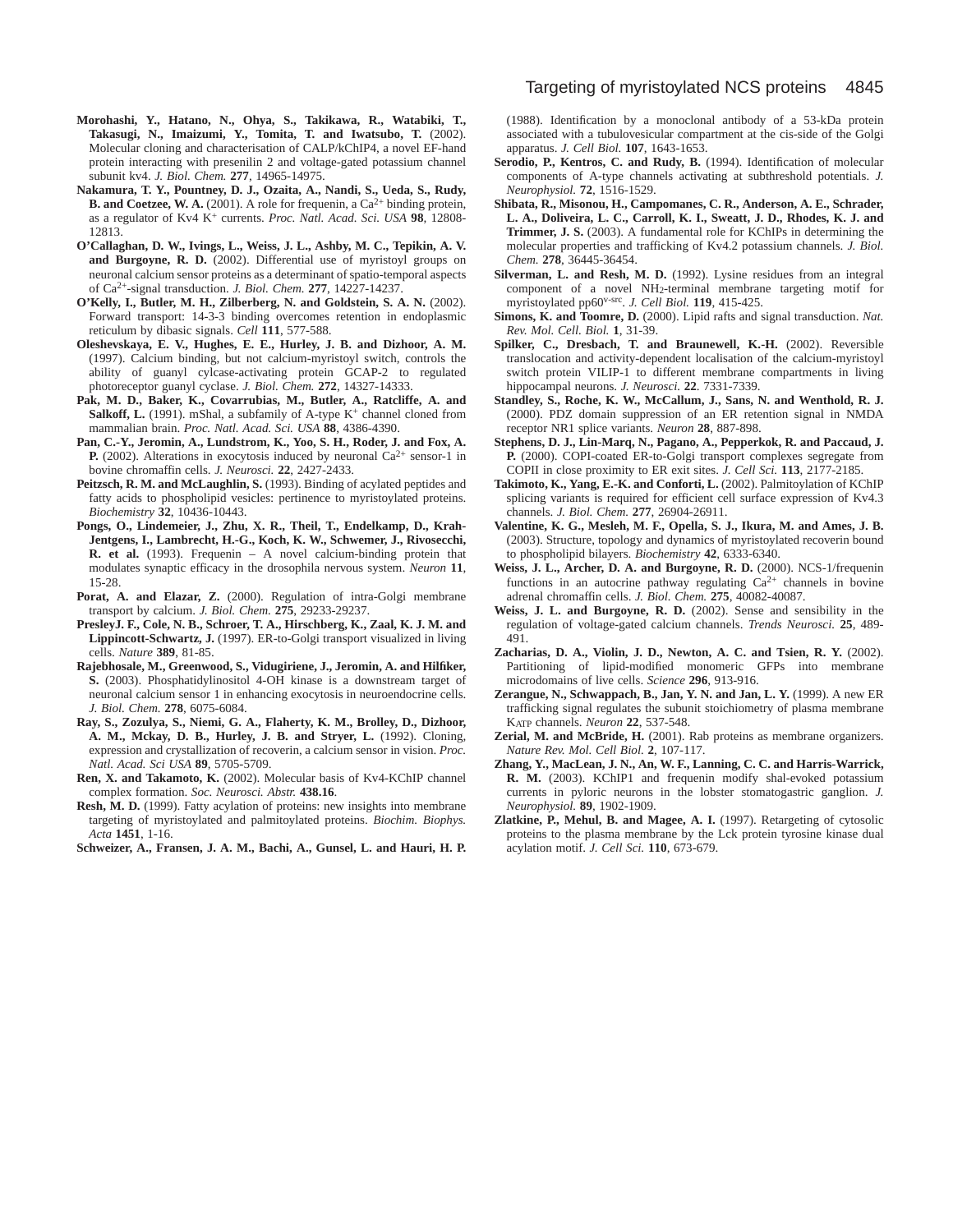**Morohashi, Y., Hatano, N., Ohya, S., Takikawa, R., Watabiki, T., Takasugi, N., Imaizumi, Y., Tomita, T. and Iwatsubo, T.** (2002). Molecular cloning and characterisation of CALP/kChIP4, a novel EF-hand protein interacting with presenilin 2 and voltage-gated potassium channel subunit kv4. *J. Biol. Chem.* **277**, 14965-14975.

**Nakamura, T. Y., Pountney, D. J., Ozaita, A., Nandi, S., Ueda, S., Rudy, B. and Coetzee, W. A.** (2001). A role for frequenin, a $Ca^{2+}$ binding protein, as a regulator of Kv4 $K^+$ currents. *Proc. Natl. Acad. Sci. USA* **98**, 12808-12813.

**O'Callaghan, D. W., Ivings, L., Weiss, J. L., Ashby, M. C., Tepikin, A. V. and Burgoyne, R. D.** (2002). Differential use of myristoyl groups on neuronal calcium sensor proteins as a determinant of spatio-temporal aspects of $Ca^{2+}$-signal transduction. *J. Biol. Chem.* **277**, 14227-14237.

**O'Kelly, I., Butler, M. H., Zilberberg, N. and Goldstein, S. A. N.** (2002). Forward transport: 14-3-3 binding overcomes retention in endoplasmic reticulum by dibasic signals. *Cell* **111**, 577-588.

**Oleshevskaya, E. V., Hughes, E. E., Hurley, J. B. and Dizhoor, A. M.** (1997). Calcium binding, but not calcium-myristoyl switch, controls the ability of guanyl cylcase-activating protein GCAP-2 to regulated photoreceptor guanyl cyclase. *J. Biol. Chem.* **272**, 14327-14333.

**Pak, M. D., Baker, K., Covarrubias, M., Butler, A., Ratcliffe, A. and Salkoff, L.** (1991). mShal, a subfamily of A-type $K^+$ channel cloned from mammalian brain. *Proc. Natl. Acad. Sci. USA* **88**, 4386-4390.

**Pan, C.-Y., Jeromin, A., Lundstrom, K., Yoo, S. H., Roder, J. and Fox, A. P.** (2002). Alterations in exocytosis induced by neuronal $Ca^{2+}$ sensor-1 in bovine chromaffin cells. *J. Neurosci.* **22**, 2427-2433.

**Peitzsch, R. M. and McLaughlin, S.** (1993). Binding of acylated peptides and fatty acids to phospholipid vesicles: pertinence to myristoylated proteins. *Biochemistry* **32**, 10436-10443.

**Pongs, O., Lindemeier, J., Zhu, X. R., Theil, T., Endelkamp, D., Krah-Jentgens, I., Lambrecht, H.-G., Koch, K. W., Schwemer, J., Rivosecchi, R. et al.** (1993). Frequenin – A novel calcium-binding protein that modulates synaptic efficacy in the drosophila nervous system. *Neuron* **11**, 15-28.

**Porat, A. and Elazar, Z.** (2000). Regulation of intra-Golgi membrane transport by calcium. *J. Biol. Chem.* **275**, 29233-29237.

**PresleyJ. F., Cole, N. B., Schroer, T. A., Hirschberg, K., Zaal, K. J. M. and Lippincott-Schwartz, J.** (1997). ER-to-Golgi transport visualized in living cells. *Nature* **389**, 81-85.

**Rajebhosale, M., Greenwood, S., Vidugiriene, J., Jeromin, A. and Hilfiker, S.** (2003). Phosphatidylinositol 4-OH kinase is a downstream target of neuronal calcium sensor 1 in enhancing exocytosis in neuroendocrine cells. *J. Biol. Chem.* **278**, 6075-6084.

**Ray, S., Zozulya, S., Niemi, G. A., Flaherty, K. M., Brolley, D., Dizhoor, A. M., Mckay, D. B., Hurley, J. B. and Stryer, L.** (1992). Cloning, expression and crystallization of recoverin, a calcium sensor in vision. *Proc. Natl. Acad. Sci USA* **89**, 5705-5709.

**Ren, X. and Takamoto, K.** (2002). Molecular basis of Kv4-KChIP channel complex formation. *Soc. Neurosci. Abstr.* **438.16**.

**Resh, M. D.** (1999). Fatty acylation of proteins: new insights into membrane targeting of myristoylated and palmitoylated proteins. *Biochim. Biophys. Acta* **1451**, 1-16.

**Schweizer, A., Fransen, J. A. M., Bachi, A., Gunsel, L. and Hauri, H. P.** (1988). Identification by a monoclonal antibody of a 53-kDa protein associated with a tubulovesicular compartment at the cis-side of the Golgi apparatus. *J. Cell Biol.* **107**, 1643-1653.

**Serodio, P., Kentros, C. and Rudy, B.** (1994). Identification of molecular components of A-type channels activating at subthreshold potentials. *J. Neurophysiol.* **72**, 1516-1529.

**Shibata, R., Misonou, H., Campomanes, C. R., Anderson, A. E., Schrader, L. A., Doliveira, L. C., Carroll, K. I., Sweatt, J. D., Rhodes, K. J. and Trimmer, J. S.** (2003). A fundamental role for KChIPs in determining the molecular properties and trafficking of Kv4.2 potassium channels. *J. Biol. Chem.* **278**, 36445-36454.

**Silverman, L. and Resh, M. D.** (1992). Lysine residues from an integral component of a novel $NH_2$-terminal membrane targeting motif for myristoylated pp60$^{v\text{-}src}$. *J. Cell Biol.* **119**, 415-425.

**Simons, K. and Toomre, D.** (2000). Lipid rafts and signal transduction. *Nat. Rev. Mol. Cell. Biol.* **1**, 31-39.

**Spilker, C., Dresbach, T. and Braunewell, K.-H.** (2002). Reversible translocation and activity-dependent localisation of the calcium-myristoyl switch protein VILIP-1 to different membrane compartments in living hippocampal neurons. *J. Neurosci.* **22**. 7331-7339.

**Standley, S., Roche, K. W., McCallum, J., Sans, N. and Wenthold, R. J.** (2000). PDZ domain suppression of an ER retention signal in NMDA receptor NR1 splice variants. *Neuron* **28**, 887-898.

**Stephens, D. J., Lin-Marq, N., Pagano, A., Pepperkok, R. and Paccaud, J. P.** (2000). COPI-coated ER-to-Golgi transport complexes segregate from COPII in close proximity to ER exit sites. *J. Cell Sci.* **113**, 2177-2185.

**Takimoto, K., Yang, E.-K. and Conforti, L.** (2002). Palmitoylation of KChIP splicing variants is required for efficient cell surface expression of Kv4.3 channels. *J. Biol. Chem.* **277**, 26904-26911.

**Valentine, K. G., Mesleh, M. F., Opella, S. J., Ikura, M. and Ames, J. B.** (2003). Structure, topology and dynamics of myristoylated recoverin bound to phospholipid bilayers. *Biochemistry* **42**, 6333-6340.

**Weiss, J. L., Archer, D. A. and Burgoyne, R. D.** (2000). NCS-1/frequenin functions in an autocrine pathway regulating $Ca^{2+}$ channels in bovine adrenal chromaffin cells. *J. Biol. Chem.* **275**, 40082-40087.

**Weiss, J. L. and Burgoyne, R. D.** (2002). Sense and sensibility in the regulation of voltage-gated calcium channels. *Trends Neurosci.* **25**, 489-491.

**Zacharias, D. A., Violin, J. D., Newton, A. C. and Tsien, R. Y.** (2002). Partitioning of lipid-modified monomeric GFPs into membrane microdomains of live cells. *Science* **296**, 913-916.

**Zerangue, N., Schwappach, B., Jan, Y. N. and Jan, L. Y.** (1999). A new ER trafficking signal regulates the subunit stoichiometry of plasma membrane $K_{ATP}$ channels. *Neuron* **22**, 537-548.

**Zerial, M. and McBride, H.** (2001). Rab proteins as membrane organizers. *Nature Rev. Mol. Cell Biol.* **2**, 107-117.

**Zhang, Y., MacLean, J. N., An, W. F., Lanning, C. C. and Harris-Warrick, R. M.** (2003). KChIP1 and frequenin modify shal-evoked potassium currents in pyloric neurons in the lobster stomatogastric ganglion. *J. Neurophysiol.* **89**, 1902-1909.

**Zlatkine, P., Mehul, B. and Magee, A. I.** (1997). Retargeting of cytosolic proteins to the plasma membrane by the Lck protein tyrosine kinase dual acylation motif. *J. Cell Sci.* **110**, 673-679.